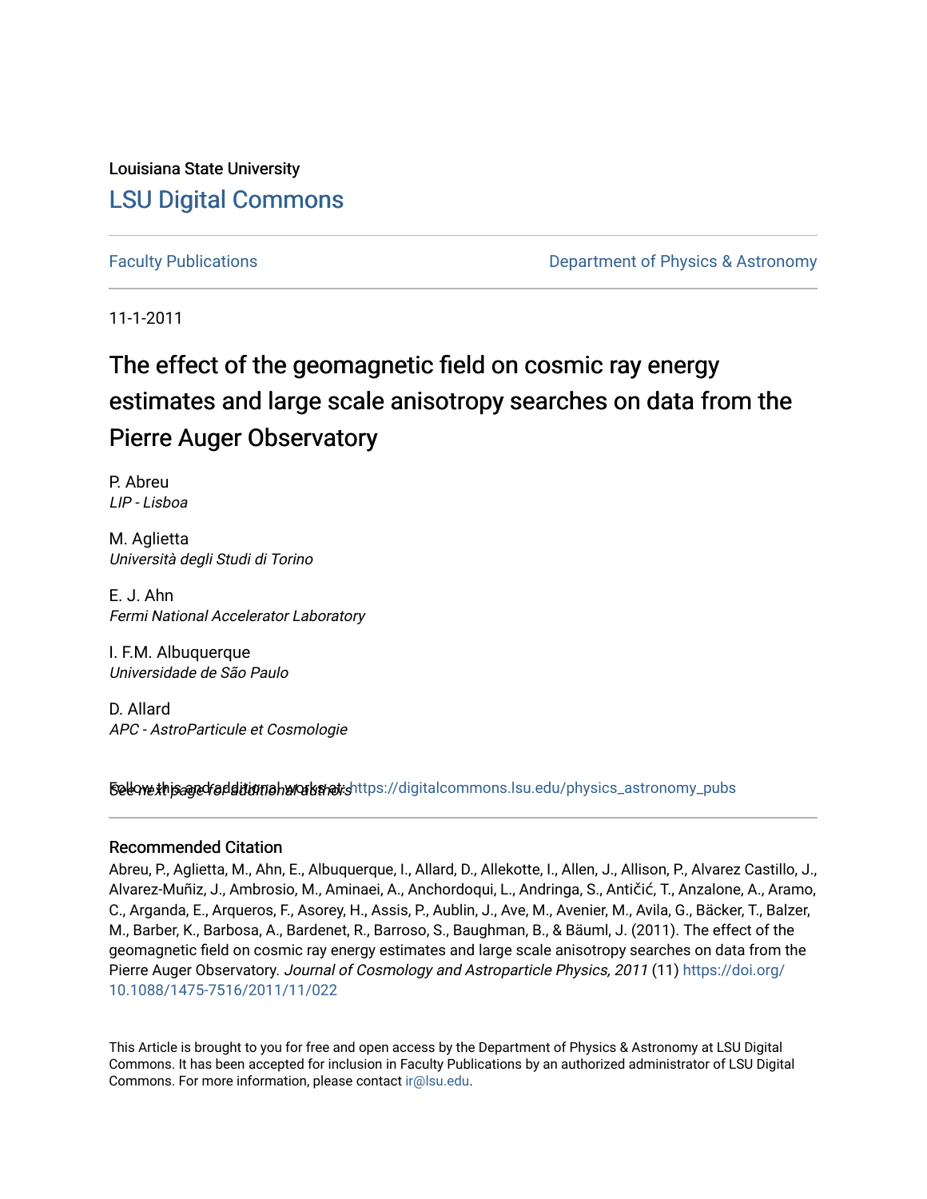Louisiana State University

LSU Digital Commons

Faculty Publications

Department of Physics & Astronomy

11-1-2011

# The effect of the geomagnetic field on cosmic ray energy estimates and large scale anisotropy searches on data from the Pierre Auger Observatory

P. Abreu
*LIP - Lisboa*

M. Aglietta
*Università degli Studi di Torino*

E. J. Ahn
*Fermi National Accelerator Laboratory*

I. F.M. Albuquerque
*Universidade de São Paulo*

D. Allard
*APC - AstroParticule et Cosmologie*

*See next page for additional authors*

Follow this and additional works at: https://digitalcommons.lsu.edu/physics_astronomy_pubs

## Recommended Citation

Abreu, P., Aglietta, M., Ahn, E., Albuquerque, I., Allard, D., Allekotte, I., Allen, J., Allison, P., Alvarez Castillo, J., Alvarez-Muñiz, J., Ambrosio, M., Aminaei, A., Anchordoqui, L., Andringa, S., Antičić, T., Anzalone, A., Aramo, C., Arganda, E., Arqueros, F., Asorey, H., Assis, P., Aublin, J., Ave, M., Avenier, M., Avila, G., Bäcker, T., Balzer, M., Barber, K., Barbosa, A., Bardenet, R., Barroso, S., Baughman, B., & Bäuml, J. (2011). The effect of the geomagnetic field on cosmic ray energy estimates and large scale anisotropy searches on data from the Pierre Auger Observatory. *Journal of Cosmology and Astroparticle Physics, 2011* (11) https://doi.org/10.1088/1475-7516/2011/11/022

This Article is brought to you for free and open access by the Department of Physics & Astronomy at LSU Digital Commons. It has been accepted for inclusion in Faculty Publications by an authorized administrator of LSU Digital Commons. For more information, please contact ir@lsu.edu.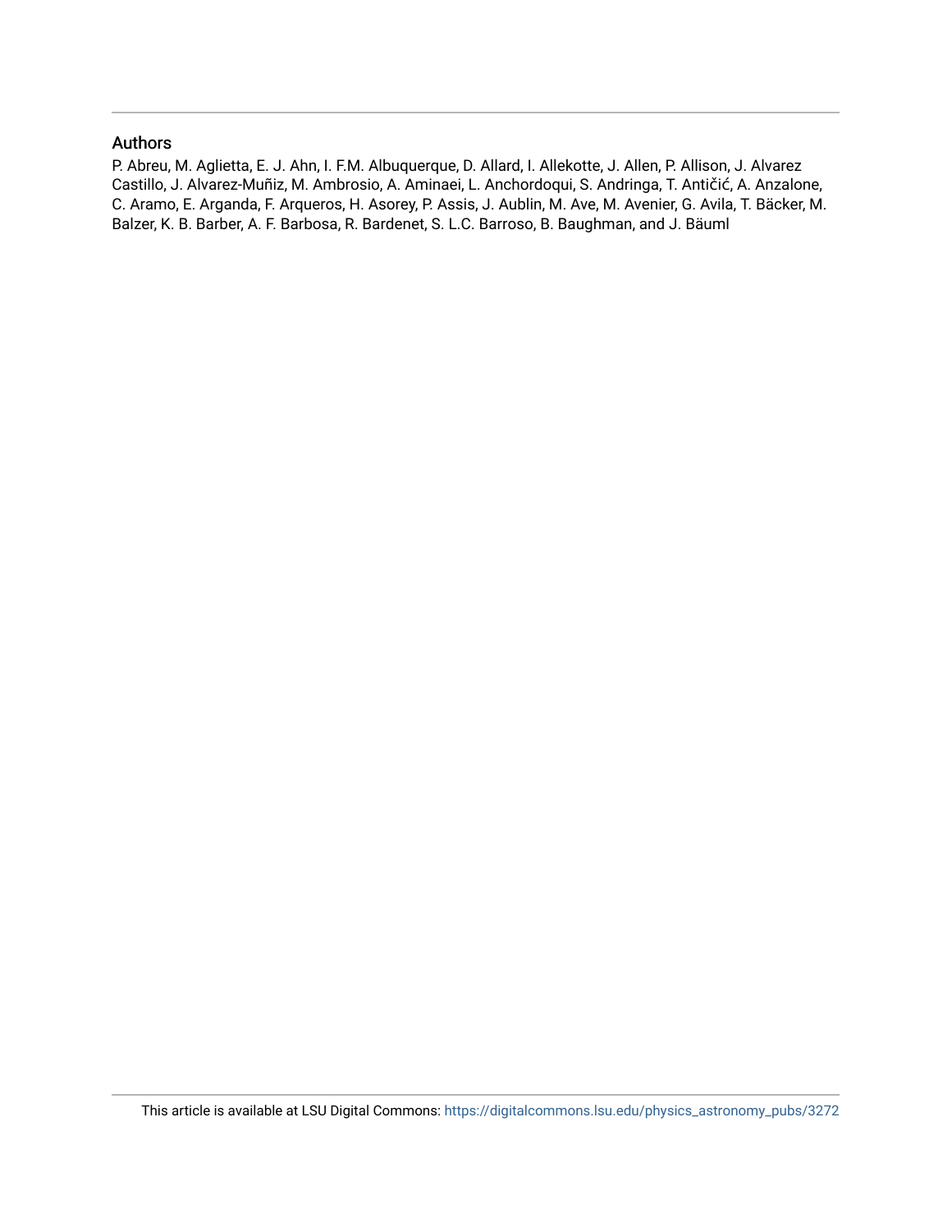## Authors

P. Abreu, M. Aglietta, E. J. Ahn, I. F.M. Albuquerque, D. Allard, I. Allekotte, J. Allen, P. Allison, J. Alvarez Castillo, J. Alvarez-Muñiz, M. Ambrosio, A. Aminaei, L. Anchordoqui, S. Andringa, T. Antičić, A. Anzalone, C. Aramo, E. Arganda, F. Arqueros, H. Asorey, P. Assis, J. Aublin, M. Ave, M. Avenier, G. Avila, T. Bäcker, M. Balzer, K. B. Barber, A. F. Barbosa, R. Bardenet, S. L.C. Barroso, B. Baughman, and J. Bäuml

This article is available at LSU Digital Commons: https://digitalcommons.lsu.edu/physics_astronomy_pubs/3272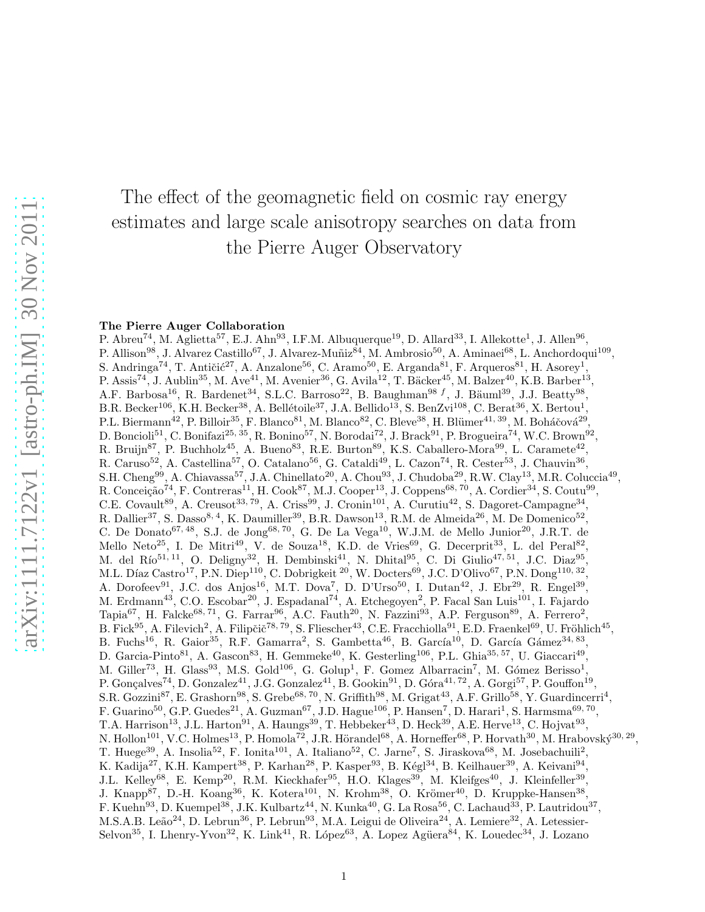# The effect of the geomagnetic field on cosmic ray energy estimates and large scale anisotropy searches on data from the Pierre Auger Observatory

**The Pierre Auger Collaboration**

P. Abreu[74], M. Aglietta[57], E.J. Ahn[93], I.F.M. Albuquerque[19], D. Allard[33], I. Allekotte[1], J. Allen[96], P. Allison[98], J. Alvarez Castillo[67], J. Alvarez-Muñiz[84], M. Ambrosio[50], A. Aminaei[68], L. Anchordoqui[109], S. Andringa[74], T. Antičić[27], A. Anzalone[56], C. Aramo[50], E. Arganda[81], F. Arqueros[81], H. Asorey[1], P. Assis[74], J. Aublin[35], M. Ave[41], M. Avenier[36], G. Avila[12], T. Bäcker[45], M. Balzer[40], K.B. Barber[13], A.F. Barbosa[16], R. Bardenet[34], S.L.C. Barroso[22], B. Baughman[98 f], J. Bäuml[39], J.J. Beatty[98], B.R. Becker[106], K.H. Becker[38], A. Bellétoile[37], J.A. Bellido[13], S. BenZvi[108], C. Berat[36], X. Bertou[1], P.L. Biermann[42], P. Billoir[35], F. Blanco[81], M. Blanco[82], C. Bleve[38], H. Blümer[41, 39], M. Boháčová[29], D. Boncioli[51], C. Bonifazi[25, 35], R. Bonino[57], N. Borodai[72], J. Brack[91], P. Brogueira[74], W.C. Brown[92], R. Bruijn[87], P. Buchholz[45], A. Bueno[83], R.E. Burton[89], K.S. Caballero-Mora[99], L. Caramete[42], R. Caruso[52], A. Castellina[57], O. Catalano[56], G. Cataldi[49], L. Cazon[74], R. Cester[53], J. Chauvin[36], S.H. Cheng[99], A. Chiavassa[57], J.A. Chinellato[20], A. Chou[93], J. Chudoba[29], R.W. Clay[13], M.R. Coluccia[49], R. Conceição[74], F. Contreras[11], H. Cook[87], M.J. Cooper[13], J. Coppens[68, 70], A. Cordier[34], S. Coutu[99], C.E. Covault[89], A. Creusot[33, 79], A. Criss[99], J. Cronin[101], A. Curutiu[42], S. Dagoret-Campagne[34], R. Dallier[37], S. Dasso[8, 4], K. Daumiller[39], B.R. Dawson[13], R.M. de Almeida[26], M. De Domenico[52], C. De Donato[67, 48], S.J. de Jong[68, 70], G. De La Vega[10], W.J.M. de Mello Junior[20], J.R.T. de Mello Neto[25], I. De Mitri[49], V. de Souza[18], K.D. de Vries[69], G. Decerprit[33], L. del Peral[82], M. del Río[51, 11], O. Deligny[32], H. Dembinski[41], N. Dhital[95], C. Di Giulio[47, 51], J.C. Diaz[95], M.L. Díaz Castro[17], P.N. Diep[110], C. Dobrigkeit [20], W. Docters[69], J.C. D'Olivo[67], P.N. Dong[110, 32], A. Dorofeev[91], J.C. dos Anjos[16], M.T. Dova[7], D. D'Urso[50], I. Dutan[42], J. Ebr[29], R. Engel[39], M. Erdmann[43], C.O. Escobar[20], J. Espadanal[74], A. Etchegoyen[2], P. Facal San Luis[101], I. Fajardo Tapia[67], H. Falcke[68, 71], G. Farrar[96], A.C. Fauth[20], N. Fazzini[93], A.P. Ferguson[89], A. Ferrero[2], B. Fick[95], A. Filevich[2], A. Filipčič[78, 79], S. Fliescher[43], C.E. Fracchiolla[91], E.D. Fraenkel[69], U. Fröhlich[45], B. Fuchs[16], R. Gaior[35], R.F. Gamarra[2], S. Gambetta[46], B. García[10], D. García Gámez[34, 83], D. Garcia-Pinto[81], A. Gascon[83], H. Gemmeke[40], K. Gesterling[106], P.L. Ghia[35, 57], U. Giaccari[49], M. Giller[73], H. Glass[93], M.S. Gold[106], G. Golup[1], F. Gomez Albarracin[7], M. Gómez Berisso[1], P. Gonçalves[74], D. Gonzalez[41], J.G. Gonzalez[41], B. Gookin[91], D. Góra[41, 72], A. Gorgi[57], P. Gouffon[19], S.R. Gozzini[87], E. Grashorn[98], S. Grebe[68, 70], N. Griffith[98], M. Grigat[43], A.F. Grillo[58], Y. Guardincerri[4], F. Guarino[50], G.P. Guedes[21], A. Guzman[67], J.D. Hague[106], P. Hansen[7], D. Harari[1], S. Harmsma[69, 70], T.A. Harrison[13], J.L. Harton[91], A. Haungs[39], T. Hebbeker[43], D. Heck[39], A.E. Herve[13], C. Hojvat[93], N. Hollon[101], V.C. Holmes[13], P. Homola[72], J.R. Hörandel[68], A. Horneffer[68], P. Horvath[30], M. Hrabovský[30, 29], T. Huege[39], A. Insolia[52], F. Ionita[101], A. Italiano[52], C. Jarne[7], S. Jiraskova[68], M. Josebachuili[2], K. Kadija[27], K.H. Kampert[38], P. Karhan[28], P. Kasper[93], B. Kégl[34], B. Keilhauer[39], A. Keivani[94], J.L. Kelley[68], E. Kemp[20], R.M. Kieckhafer[95], H.O. Klages[39], M. Kleifges[40], J. Kleinfeller[39], J. Knapp[87], D.-H. Koang[36], K. Kotera[101], N. Krohm[38], O. Krömer[40], D. Kruppke-Hansen[38], F. Kuehn[93], D. Kuempel[38], J.K. Kulbartz[44], N. Kunka[40], G. La Rosa[56], C. Lachaud[33], P. Lautridou[37], M.S.A.B. Leão[24], D. Lebrun[36], P. Lebrun[93], M.A. Leigui de Oliveira[24], A. Lemiere[32], A. Letessier-Selvon[35], I. Lhenry-Yvon[32], K. Link[41], R. López[63], A. Lopez Agüera[84], K. Louedec[34], J. Lozano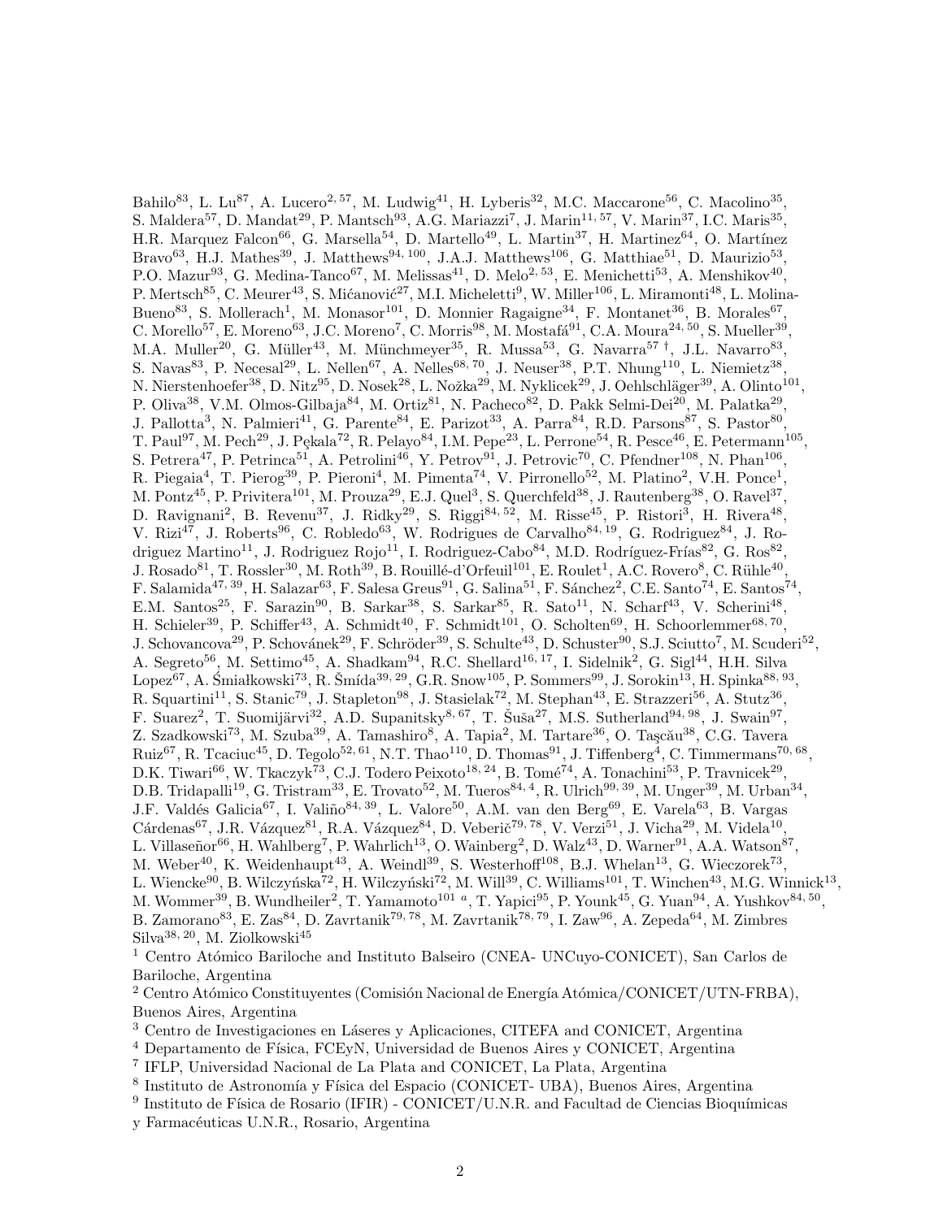Bahilo[83], L. Lu[87], A. Lucero[2, 57], M. Ludwig[41], H. Lyberis[32], M.C. Maccarone[56], C. Macolino[35], S. Maldera[57], D. Mandat[29], P. Mantsch[93], A.G. Mariazzi[7], J. Marin[11, 57], V. Marin[37], I.C. Maris[35], H.R. Marquez Falcon[66], G. Marsella[54], D. Martello[49], L. Martin[37], H. Martinez[64], O. Martínez Bravo[63], H.J. Mathes[39], J. Matthews[94, 100], J.A.J. Matthews[106], G. Matthiae[51], D. Maurizio[53], P.O. Mazur[93], G. Medina-Tanco[67], M. Melissas[41], D. Melo[2, 53], E. Menichetti[53], A. Menshikov[40], P. Mertsch[85], C. Meurer[43], S. Mićanović[27], M.I. Micheletti[9], W. Miller[106], L. Miramonti[48], L. Molina-Bueno[83], S. Mollerach[1], M. Monasor[101], D. Monnier Ragaigne[34], F. Montanet[36], B. Morales[67], C. Morello[57], E. Moreno[63], J.C. Moreno[7], C. Morris[98], M. Mostafá[91], C.A. Moura[24, 50], S. Mueller[39], M.A. Muller[20], G. Müller[43], M. Münchmeyer[35], R. Mussa[53], G. Navarra[57 †], J.L. Navarro[83], S. Navas[83], P. Necesal[29], L. Nellen[67], A. Nelles[68, 70], J. Neuser[38], P.T. Nhung[110], L. Niemietz[38], N. Nierstenhoefer[38], D. Nitz[95], D. Nosek[28], L. Nožka[29], M. Nyklicek[29], J. Oehlschläger[39], A. Olinto[101], P. Oliva[38], V.M. Olmos-Gilbaja[84], M. Ortiz[81], N. Pacheco[82], D. Pakk Selmi-Dei[20], M. Palatka[29], J. Pallotta[3], N. Palmieri[41], G. Parente[84], E. Parizot[33], A. Parra[84], R.D. Parsons[87], S. Pastor[80], T. Paul[97], M. Pech[29], J. Pękala[72], R. Pelayo[84], I.M. Pepe[23], L. Perrone[54], R. Pesce[46], E. Petermann[105], S. Petrera[47], P. Petrinca[51], A. Petrolini[46], Y. Petrov[91], J. Petrovic[70], C. Pfendner[108], N. Phan[106], R. Piegaia[4], T. Pierog[39], P. Pieroni[4], M. Pimenta[74], V. Pirronello[52], M. Platino[2], V.H. Ponce[1], M. Pontz[45], P. Privitera[101], M. Prouza[29], E.J. Quel[3], S. Querchfeld[38], J. Rautenberg[38], O. Ravel[37], D. Ravignani[2], B. Revenu[37], J. Ridky[29], S. Riggi[84, 52], M. Risse[45], P. Ristori[3], H. Rivera[48], V. Rizi[47], J. Roberts[96], C. Robledo[63], W. Rodrigues de Carvalho[84, 19], G. Rodriguez[84], J. Rodriguez Martino[11], J. Rodriguez Rojo[11], I. Rodriguez-Cabo[84], M.D. Rodríguez-Frías[82], G. Ros[82], J. Rosado[81], T. Rossler[30], M. Roth[39], B. Rouillé-d'Orfeuil[101], E. Roulet[1], A.C. Rovero[8], C. Rühle[40], F. Salamida[47, 39], H. Salazar[63], F. Salesa Greus[91], G. Salina[51], F. Sánchez[2], C.E. Santo[74], E. Santos[74], E.M. Santos[25], F. Sarazin[90], B. Sarkar[38], S. Sarkar[85], R. Sato[11], N. Scharf[43], V. Scherini[48], H. Schieler[39], P. Schiffer[43], A. Schmidt[40], F. Schmidt[101], O. Scholten[69], H. Schoorlemmer[68, 70], J. Schovancova[29], P. Schovánek[29], F. Schröder[39], S. Schulte[43], D. Schuster[90], S.J. Sciutto[7], M. Scuderi[52], A. Segreto[56], M. Settimo[45], A. Shadkam[94], R.C. Shellard[16, 17], I. Sidelnik[2], G. Sigl[44], H.H. Silva Lopez[67], A. Śmiałkowski[73], R. Šmída[39, 29], G.R. Snow[105], P. Sommers[99], J. Sorokin[13], H. Spinka[88, 93], R. Squartini[11], S. Stanic[79], J. Stapleton[98], J. Stasielak[72], M. Stephan[43], E. Strazzeri[56], A. Stutz[36], F. Suarez[2], T. Suomijärvi[32], A.D. Supanitsky[8, 67], T. Šuša[27], M.S. Sutherland[94, 98], J. Swain[97], Z. Szadkowski[73], M. Szuba[39], A. Tamashiro[8], A. Tapia[2], M. Tartare[36], O. Taşcău[38], C.G. Tavera Ruiz[67], R. Tcaciuc[45], D. Tegolo[52, 61], N.T. Thao[110], D. Thomas[91], J. Tiffenberg[4], C. Timmermans[70, 68], D.K. Tiwari[66], W. Tkaczyk[73], C.J. Todero Peixoto[18, 24], B. Tomé[74], A. Tonachini[53], P. Travnicek[29], D.B. Tridapalli[19], G. Tristram[33], E. Trovato[52], M. Tueros[84, 4], R. Ulrich[99, 39], M. Unger[39], M. Urban[34], J.F. Valdés Galicia[67], I. Valiño[84, 39], L. Valore[50], A.M. van den Berg[69], E. Varela[63], B. Vargas Cárdenas[67], J.R. Vázquez[81], R.A. Vázquez[84], D. Veberič[79, 78], V. Verzi[51], J. Vicha[29], M. Videla[10], L. Villaseñor[66], H. Wahlberg[7], P. Wahrlich[13], O. Wainberg[2], D. Walz[43], D. Warner[91], A.A. Watson[87], M. Weber[40], K. Weidenhaupt[43], A. Weindl[39], S. Westerhoff[108], B.J. Whelan[13], G. Wieczorek[73], L. Wiencke[90], B. Wilczyńska[72], H. Wilczyński[72], M. Will[39], C. Williams[101], T. Winchen[43], M.G. Winnick[13], M. Wommer[39], B. Wundheiler[2], T. Yamamoto[101 a], T. Yapici[95], P. Younk[45], G. Yuan[94], A. Yushkov[84, 50], B. Zamorano[83], E. Zas[84], D. Zavrtanik[79, 78], M. Zavrtanik[78, 79], I. Zaw[96], A. Zepeda[64], M. Zimbres Silva[38, 20], M. Ziolkowski[45]

[1] Centro Atómico Bariloche and Instituto Balseiro (CNEA- UNCuyo-CONICET), San Carlos de Bariloche, Argentina

[2] Centro Atómico Constituyentes (Comisión Nacional de Energía Atómica/CONICET/UTN-FRBA), Buenos Aires, Argentina

[3] Centro de Investigaciones en Láseres y Aplicaciones, CITEFA and CONICET, Argentina

[4] Departamento de Física, FCEyN, Universidad de Buenos Aires y CONICET, Argentina

[7] IFLP, Universidad Nacional de La Plata and CONICET, La Plata, Argentina

[8] Instituto de Astronomía y Física del Espacio (CONICET- UBA), Buenos Aires, Argentina

[9] Instituto de Física de Rosario (IFIR) - CONICET/U.N.R. and Facultad de Ciencias Bioquímicas y Farmacéuticas U.N.R., Rosario, Argentina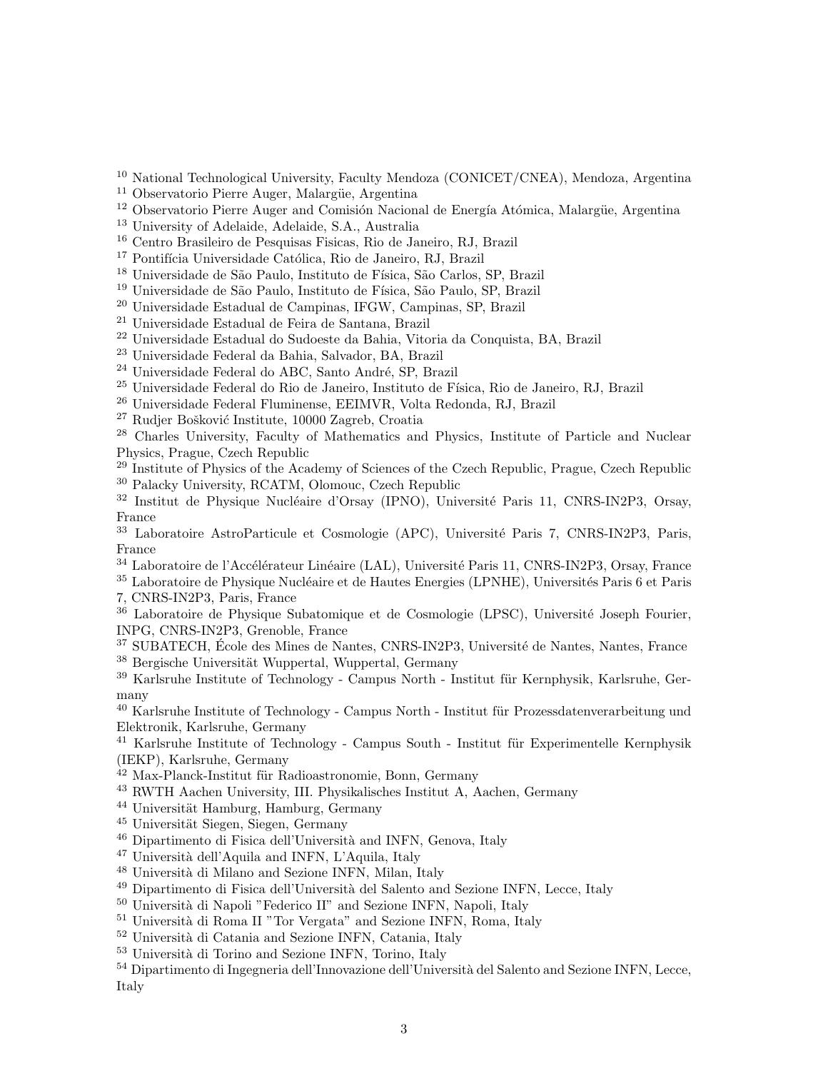[10] National Technological University, Faculty Mendoza (CONICET/CNEA), Mendoza, Argentina
[11] Observatorio Pierre Auger, Malargüe, Argentina
[12] Observatorio Pierre Auger and Comisión Nacional de Energía Atómica, Malargüe, Argentina
[13] University of Adelaide, Adelaide, S.A., Australia
[16] Centro Brasileiro de Pesquisas Fisicas, Rio de Janeiro, RJ, Brazil
[17] Pontifícia Universidade Católica, Rio de Janeiro, RJ, Brazil
[18] Universidade de São Paulo, Instituto de Física, São Carlos, SP, Brazil
[19] Universidade de São Paulo, Instituto de Física, São Paulo, SP, Brazil
[20] Universidade Estadual de Campinas, IFGW, Campinas, SP, Brazil
[21] Universidade Estadual de Feira de Santana, Brazil
[22] Universidade Estadual do Sudoeste da Bahia, Vitoria da Conquista, BA, Brazil
[23] Universidade Federal da Bahia, Salvador, BA, Brazil
[24] Universidade Federal do ABC, Santo André, SP, Brazil
[25] Universidade Federal do Rio de Janeiro, Instituto de Física, Rio de Janeiro, RJ, Brazil
[26] Universidade Federal Fluminense, EEIMVR, Volta Redonda, RJ, Brazil
[27] Rudjer Bošković Institute, 10000 Zagreb, Croatia
[28] Charles University, Faculty of Mathematics and Physics, Institute of Particle and Nuclear Physics, Prague, Czech Republic
[29] Institute of Physics of the Academy of Sciences of the Czech Republic, Prague, Czech Republic
[30] Palacky University, RCATM, Olomouc, Czech Republic
[32] Institut de Physique Nucléaire d'Orsay (IPNO), Université Paris 11, CNRS-IN2P3, Orsay, France
[33] Laboratoire AstroParticule et Cosmologie (APC), Université Paris 7, CNRS-IN2P3, Paris, France
[34] Laboratoire de l'Accélérateur Linéaire (LAL), Université Paris 11, CNRS-IN2P3, Orsay, France
[35] Laboratoire de Physique Nucléaire et de Hautes Energies (LPNHE), Universités Paris 6 et Paris 7, CNRS-IN2P3, Paris, France
[36] Laboratoire de Physique Subatomique et de Cosmologie (LPSC), Université Joseph Fourier, INPG, CNRS-IN2P3, Grenoble, France
[37] SUBATECH, École des Mines de Nantes, CNRS-IN2P3, Université de Nantes, Nantes, France
[38] Bergische Universität Wuppertal, Wuppertal, Germany
[39] Karlsruhe Institute of Technology - Campus North - Institut für Kernphysik, Karlsruhe, Germany
[40] Karlsruhe Institute of Technology - Campus North - Institut für Prozessdatenverarbeitung und Elektronik, Karlsruhe, Germany
[41] Karlsruhe Institute of Technology - Campus South - Institut für Experimentelle Kernphysik (IEKP), Karlsruhe, Germany
[42] Max-Planck-Institut für Radioastronomie, Bonn, Germany
[43] RWTH Aachen University, III. Physikalisches Institut A, Aachen, Germany
[44] Universität Hamburg, Hamburg, Germany
[45] Universität Siegen, Siegen, Germany
[46] Dipartimento di Fisica dell'Università and INFN, Genova, Italy
[47] Università dell'Aquila and INFN, L'Aquila, Italy
[48] Università di Milano and Sezione INFN, Milan, Italy
[49] Dipartimento di Fisica dell'Università del Salento and Sezione INFN, Lecce, Italy
[50] Università di Napoli "Federico II" and Sezione INFN, Napoli, Italy
[51] Università di Roma II "Tor Vergata" and Sezione INFN, Roma, Italy
[52] Università di Catania and Sezione INFN, Catania, Italy
[53] Università di Torino and Sezione INFN, Torino, Italy
[54] Dipartimento di Ingegneria dell'Innovazione dell'Università del Salento and Sezione INFN, Lecce, Italy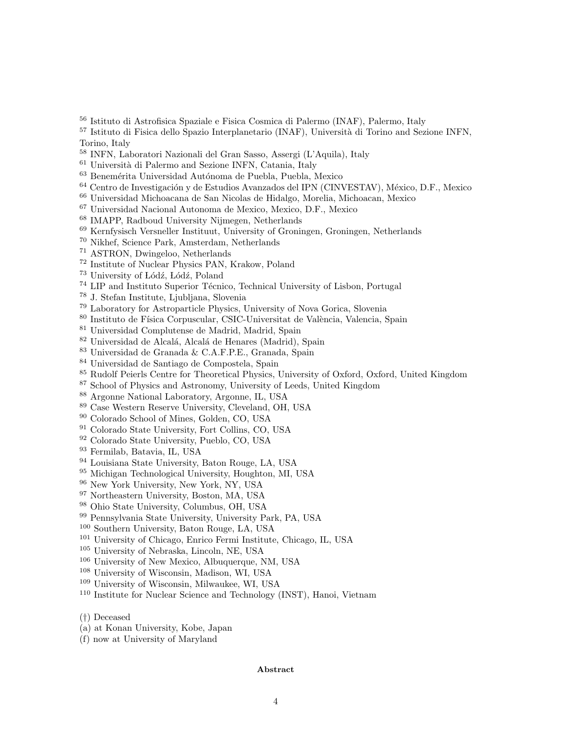[56] Istituto di Astrofisica Spaziale e Fisica Cosmica di Palermo (INAF), Palermo, Italy
[57] Istituto di Fisica dello Spazio Interplanetario (INAF), Università di Torino and Sezione INFN, Torino, Italy
[58] INFN, Laboratori Nazionali del Gran Sasso, Assergi (L'Aquila), Italy
[61] Università di Palermo and Sezione INFN, Catania, Italy
[63] Benemérita Universidad Autónoma de Puebla, Puebla, Mexico
[64] Centro de Investigación y de Estudios Avanzados del IPN (CINVESTAV), México, D.F., Mexico
[66] Universidad Michoacana de San Nicolas de Hidalgo, Morelia, Michoacan, Mexico
[67] Universidad Nacional Autonoma de Mexico, Mexico, D.F., Mexico
[68] IMAPP, Radboud University Nijmegen, Netherlands
[69] Kernfysisch Versneller Instituut, University of Groningen, Groningen, Netherlands
[70] Nikhef, Science Park, Amsterdam, Netherlands
[71] ASTRON, Dwingeloo, Netherlands
[72] Institute of Nuclear Physics PAN, Krakow, Poland
[73] University of Łódź, Łódź, Poland
[74] LIP and Instituto Superior Técnico, Technical University of Lisbon, Portugal
[78] J. Stefan Institute, Ljubljana, Slovenia
[79] Laboratory for Astroparticle Physics, University of Nova Gorica, Slovenia
[80] Instituto de Física Corpuscular, CSIC-Universitat de València, Valencia, Spain
[81] Universidad Complutense de Madrid, Madrid, Spain
[82] Universidad de Alcalá, Alcalá de Henares (Madrid), Spain
[83] Universidad de Granada & C.A.F.P.E., Granada, Spain
[84] Universidad de Santiago de Compostela, Spain
[85] Rudolf Peierls Centre for Theoretical Physics, University of Oxford, Oxford, United Kingdom
[87] School of Physics and Astronomy, University of Leeds, United Kingdom
[88] Argonne National Laboratory, Argonne, IL, USA
[89] Case Western Reserve University, Cleveland, OH, USA
[90] Colorado School of Mines, Golden, CO, USA
[91] Colorado State University, Fort Collins, CO, USA
[92] Colorado State University, Pueblo, CO, USA
[93] Fermilab, Batavia, IL, USA
[94] Louisiana State University, Baton Rouge, LA, USA
[95] Michigan Technological University, Houghton, MI, USA
[96] New York University, New York, NY, USA
[97] Northeastern University, Boston, MA, USA
[98] Ohio State University, Columbus, OH, USA
[99] Pennsylvania State University, University Park, PA, USA
[100] Southern University, Baton Rouge, LA, USA
[101] University of Chicago, Enrico Fermi Institute, Chicago, IL, USA
[105] University of Nebraska, Lincoln, NE, USA
[106] University of New Mexico, Albuquerque, NM, USA
[108] University of Wisconsin, Madison, WI, USA
[109] University of Wisconsin, Milwaukee, WI, USA
[110] Institute for Nuclear Science and Technology (INST), Hanoi, Vietnam

(†) Deceased
(a) at Konan University, Kobe, Japan
(f) now at University of Maryland

**Abstract**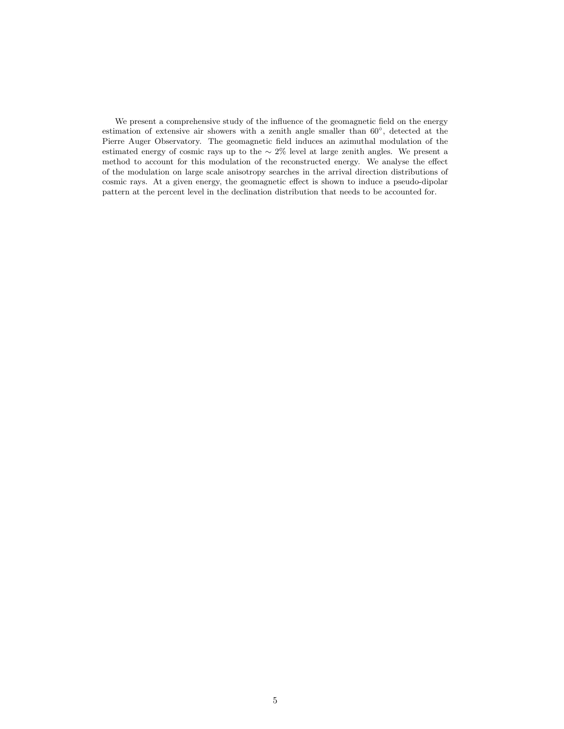We present a comprehensive study of the influence of the geomagnetic field on the energy estimation of extensive air showers with a zenith angle smaller than $60^\circ$, detected at the Pierre Auger Observatory. The geomagnetic field induces an azimuthal modulation of the estimated energy of cosmic rays up to the $\sim 2\%$ level at large zenith angles. We present a method to account for this modulation of the reconstructed energy. We analyse the effect of the modulation on large scale anisotropy searches in the arrival direction distributions of cosmic rays. At a given energy, the geomagnetic effect is shown to induce a pseudo-dipolar pattern at the percent level in the declination distribution that needs to be accounted for.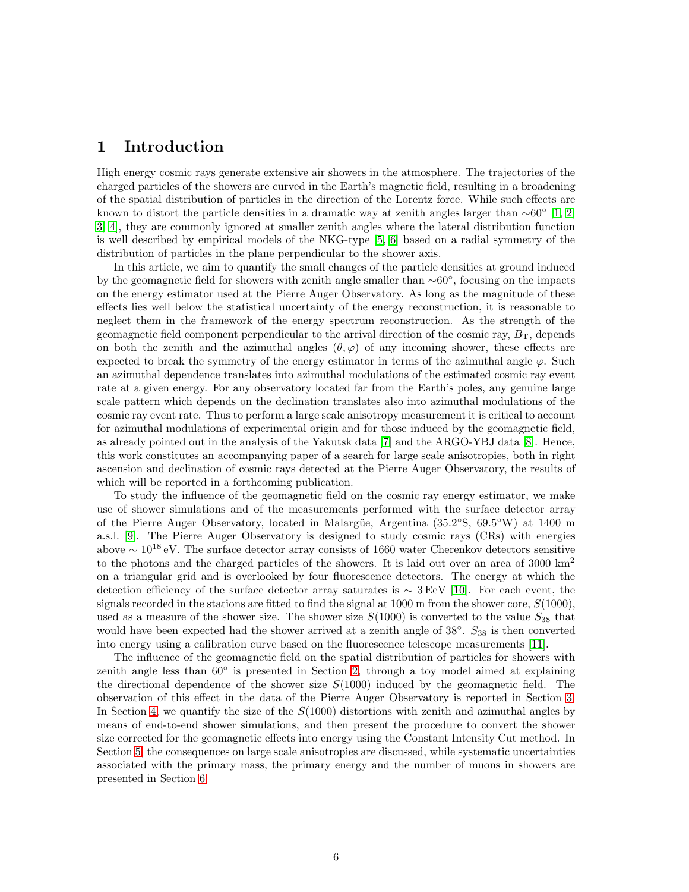# 1 Introduction

High energy cosmic rays generate extensive air showers in the atmosphere. The trajectories of the charged particles of the showers are curved in the Earth's magnetic field, resulting in a broadening of the spatial distribution of particles in the direction of the Lorentz force. While such effects are known to distort the particle densities in a dramatic way at zenith angles larger than $\sim 60^\circ$ [1, 2, 3, 4], they are commonly ignored at smaller zenith angles where the lateral distribution function is well described by empirical models of the NKG-type [5, 6] based on a radial symmetry of the distribution of particles in the plane perpendicular to the shower axis.

In this article, we aim to quantify the small changes of the particle densities at ground induced by the geomagnetic field for showers with zenith angle smaller than $\sim 60^\circ$, focusing on the impacts on the energy estimator used at the Pierre Auger Observatory. As long as the magnitude of these effects lies well below the statistical uncertainty of the energy reconstruction, it is reasonable to neglect them in the framework of the energy spectrum reconstruction. As the strength of the geomagnetic field component perpendicular to the arrival direction of the cosmic ray, $B_{\mathrm{T}}$, depends on both the zenith and the azimuthal angles $(\theta, \varphi)$ of any incoming shower, these effects are expected to break the symmetry of the energy estimator in terms of the azimuthal angle $\varphi$. Such an azimuthal dependence translates into azimuthal modulations of the estimated cosmic ray event rate at a given energy. For any observatory located far from the Earth's poles, any genuine large scale pattern which depends on the declination translates also into azimuthal modulations of the cosmic ray event rate. Thus to perform a large scale anisotropy measurement it is critical to account for azimuthal modulations of experimental origin and for those induced by the geomagnetic field, as already pointed out in the analysis of the Yakutsk data [7] and the ARGO-YBJ data [8]. Hence, this work constitutes an accompanying paper of a search for large scale anisotropies, both in right ascension and declination of cosmic rays detected at the Pierre Auger Observatory, the results of which will be reported in a forthcoming publication.

To study the influence of the geomagnetic field on the cosmic ray energy estimator, we make use of shower simulations and of the measurements performed with the surface detector array of the Pierre Auger Observatory, located in Malargüe, Argentina (35.2°S, 69.5°W) at 1400 m a.s.l. [9]. The Pierre Auger Observatory is designed to study cosmic rays (CRs) with energies above $\sim 10^{18}$ eV. The surface detector array consists of 1660 water Cherenkov detectors sensitive to the photons and the charged particles of the showers. It is laid out over an area of 3000 km$^2$ on a triangular grid and is overlooked by four fluorescence detectors. The energy at which the detection efficiency of the surface detector array saturates is $\sim 3$ EeV [10]. For each event, the signals recorded in the stations are fitted to find the signal at 1000 m from the shower core, $S(1000)$, used as a measure of the shower size. The shower size $S(1000)$ is converted to the value $S_{38}$ that would have been expected had the shower arrived at a zenith angle of 38°. $S_{38}$ is then converted into energy using a calibration curve based on the fluorescence telescope measurements [11].

The influence of the geomagnetic field on the spatial distribution of particles for showers with zenith angle less than 60° is presented in Section 2, through a toy model aimed at explaining the directional dependence of the shower size $S(1000)$ induced by the geomagnetic field. The observation of this effect in the data of the Pierre Auger Observatory is reported in Section 3. In Section 4, we quantify the size of the $S(1000)$ distortions with zenith and azimuthal angles by means of end-to-end shower simulations, and then present the procedure to convert the shower size corrected for the geomagnetic effects into energy using the Constant Intensity Cut method. In Section 5, the consequences on large scale anisotropies are discussed, while systematic uncertainties associated with the primary mass, the primary energy and the number of muons in showers are presented in Section 6.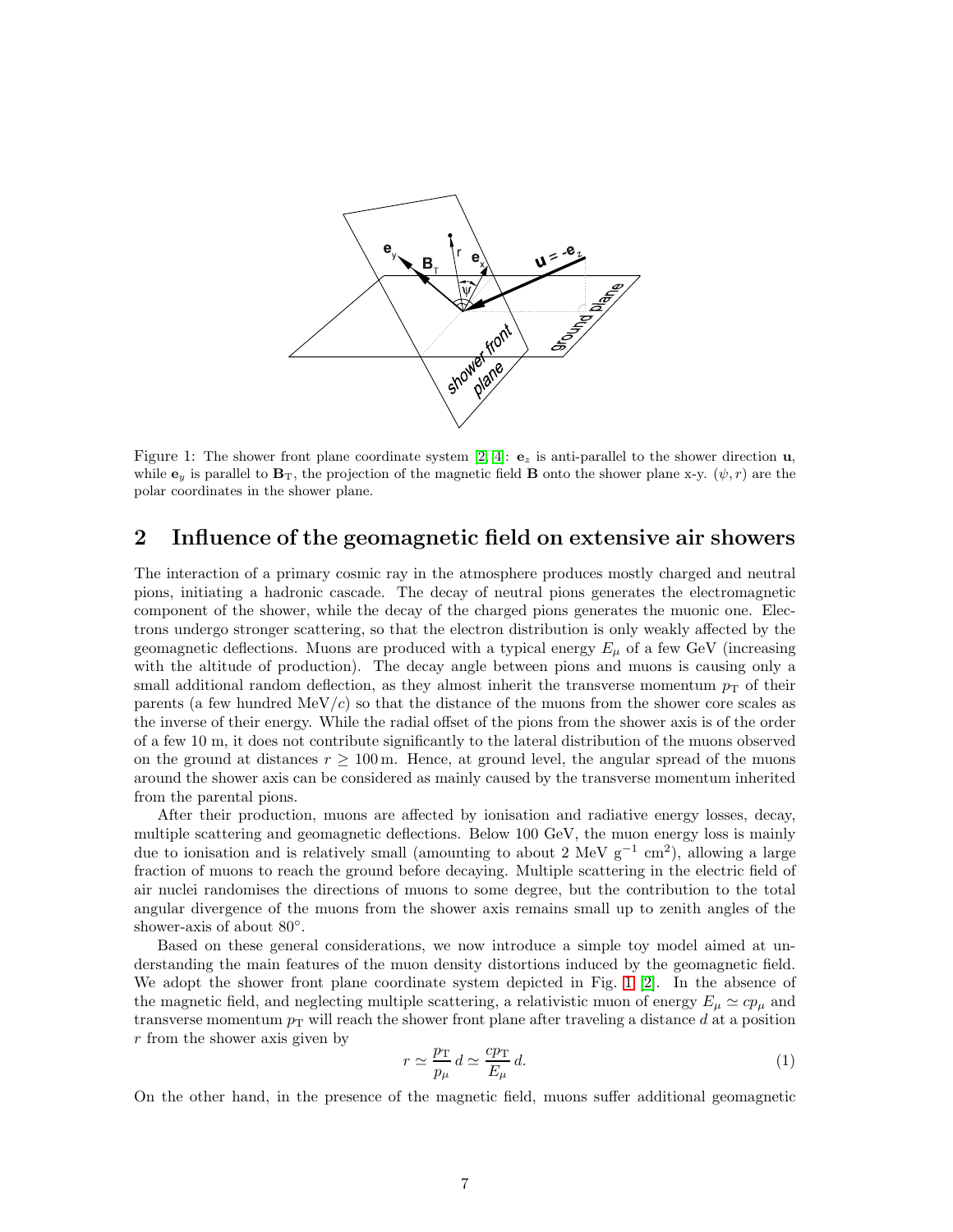Figure 1: The shower front plane coordinate system [2, 4]: $\mathbf{e}_z$ is anti-parallel to the shower direction $\mathbf{u}$, while $\mathbf{e}_y$ is parallel to $\mathbf{B}_\mathrm{T}$, the projection of the magnetic field $\mathbf{B}$ onto the shower plane x-y. $(\psi, r)$ are the polar coordinates in the shower plane.

## 2 Influence of the geomagnetic field on extensive air showers

The interaction of a primary cosmic ray in the atmosphere produces mostly charged and neutral pions, initiating a hadronic cascade. The decay of neutral pions generates the electromagnetic component of the shower, while the decay of the charged pions generates the muonic one. Electrons undergo stronger scattering, so that the electron distribution is only weakly affected by the geomagnetic deflections. Muons are produced with a typical energy $E_\mu$ of a few GeV (increasing with the altitude of production). The decay angle between pions and muons is causing only a small additional random deflection, as they almost inherit the transverse momentum $p_\mathrm{T}$ of their parents (a few hundred MeV$/c$) so that the distance of the muons from the shower core scales as the inverse of their energy. While the radial offset of the pions from the shower axis is of the order of a few 10 m, it does not contribute significantly to the lateral distribution of the muons observed on the ground at distances $r \geq 100\,\mathrm{m}$. Hence, at ground level, the angular spread of the muons around the shower axis can be considered as mainly caused by the transverse momentum inherited from the parental pions.

After their production, muons are affected by ionisation and radiative energy losses, decay, multiple scattering and geomagnetic deflections. Below 100 GeV, the muon energy loss is mainly due to ionisation and is relatively small (amounting to about 2 MeV g$^{-1}$ cm$^2$), allowing a large fraction of muons to reach the ground before decaying. Multiple scattering in the electric field of air nuclei randomises the directions of muons to some degree, but the contribution to the total angular divergence of the muons from the shower axis remains small up to zenith angles of the shower-axis of about 80°.

Based on these general considerations, we now introduce a simple toy model aimed at understanding the main features of the muon density distortions induced by the geomagnetic field. We adopt the shower front plane coordinate system depicted in Fig. 1 [2]. In the absence of the magnetic field, and neglecting multiple scattering, a relativistic muon of energy $E_\mu \simeq cp_\mu$ and transverse momentum $p_\mathrm{T}$ will reach the shower front plane after traveling a distance $d$ at a position $r$ from the shower axis given by

$$r \simeq \frac{p_\mathrm{T}}{p_\mu}\, d \simeq \frac{cp_\mathrm{T}}{E_\mu}\, d. \tag{1}$$

On the other hand, in the presence of the magnetic field, muons suffer additional geomagnetic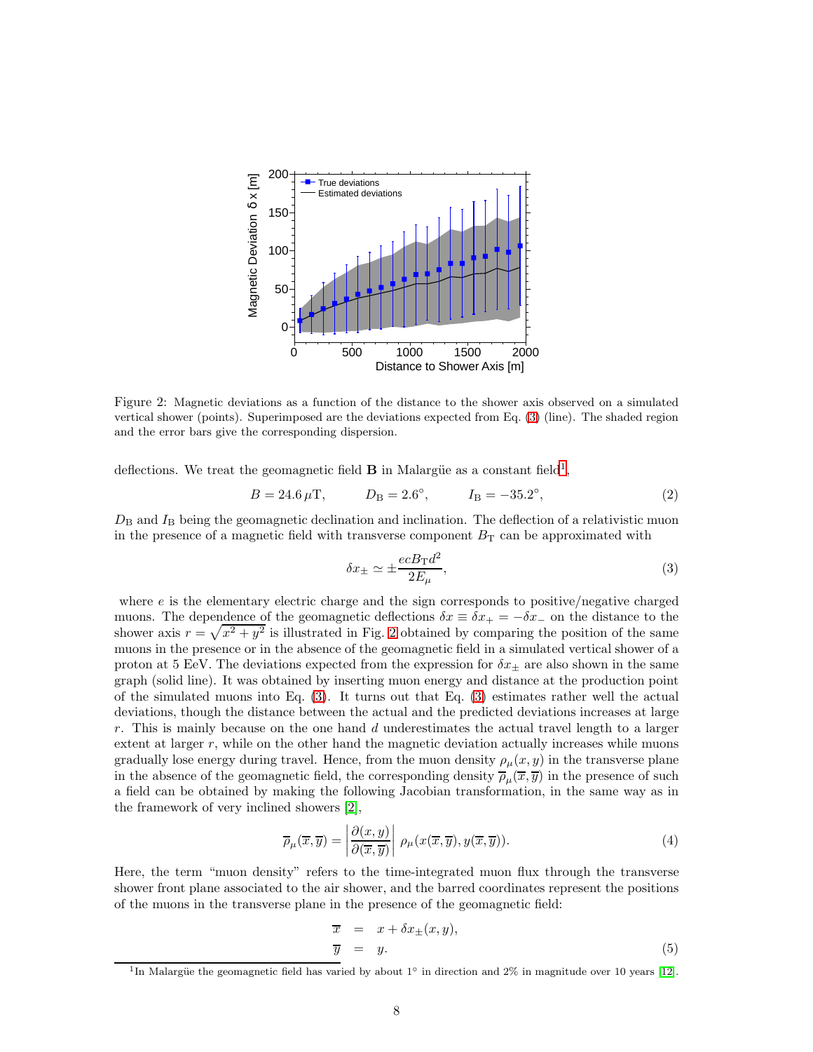Figure 2: Magnetic deviations as a function of the distance to the shower axis observed on a simulated vertical shower (points). Superimposed are the deviations expected from Eq. (3) (line). The shaded region and the error bars give the corresponding dispersion.

deflections. We treat the geomagnetic field $\mathbf{B}$ in Malargüe as a constant field[1],

$$B = 24.6\,\mu\mathrm{T}, \qquad D_{\mathrm{B}} = 2.6^{\circ}, \qquad I_{\mathrm{B}} = -35.2^{\circ}, \tag{2}$$

$D_{\mathrm{B}}$ and $I_{\mathrm{B}}$ being the geomagnetic declination and inclination. The deflection of a relativistic muon in the presence of a magnetic field with transverse component $B_{\mathrm{T}}$ can be approximated with

$$\delta x_{\pm} \simeq \pm \frac{ecB_{\mathrm{T}}d^2}{2E_{\mu}}, \tag{3}$$

where $e$ is the elementary electric charge and the sign corresponds to positive/negative charged muons. The dependence of the geomagnetic deflections $\delta x \equiv \delta x_{+} = -\delta x_{-}$ on the distance to the shower axis $r = \sqrt{x^2 + y^2}$ is illustrated in Fig. 2 obtained by comparing the position of the same muons in the presence or in the absence of the geomagnetic field in a simulated vertical shower of a proton at 5 EeV. The deviations expected from the expression for $\delta x_{\pm}$ are also shown in the same graph (solid line). It was obtained by inserting muon energy and distance at the production point of the simulated muons into Eq. (3). It turns out that Eq. (3) estimates rather well the actual deviations, though the distance between the actual and the predicted deviations increases at large $r$. This is mainly because on the one hand $d$ underestimates the actual travel length to a larger extent at larger $r$, while on the other hand the magnetic deviation actually increases while muons gradually lose energy during travel. Hence, from the muon density $\rho_{\mu}(x, y)$ in the transverse plane in the absence of the geomagnetic field, the corresponding density $\overline{\rho}_{\mu}(\overline{x}, \overline{y})$ in the presence of such a field can be obtained by making the following Jacobian transformation, in the same way as in the framework of very inclined showers [2],

$$\overline{\rho}_{\mu}(\overline{x}, \overline{y}) = \left| \frac{\partial(x, y)}{\partial(\overline{x}, \overline{y})} \right| \rho_{\mu}(x(\overline{x}, \overline{y}), y(\overline{x}, \overline{y})). \tag{4}$$

Here, the term "muon density" refers to the time-integrated muon flux through the transverse shower front plane associated to the air shower, and the barred coordinates represent the positions of the muons in the transverse plane in the presence of the geomagnetic field:

$$\begin{aligned} \overline{x} &= x + \delta x_{\pm}(x, y), \\ \overline{y} &= y. \end{aligned} \tag{5}$$

[1] In Malargüe the geomagnetic field has varied by about 1° in direction and 2% in magnitude over 10 years [12].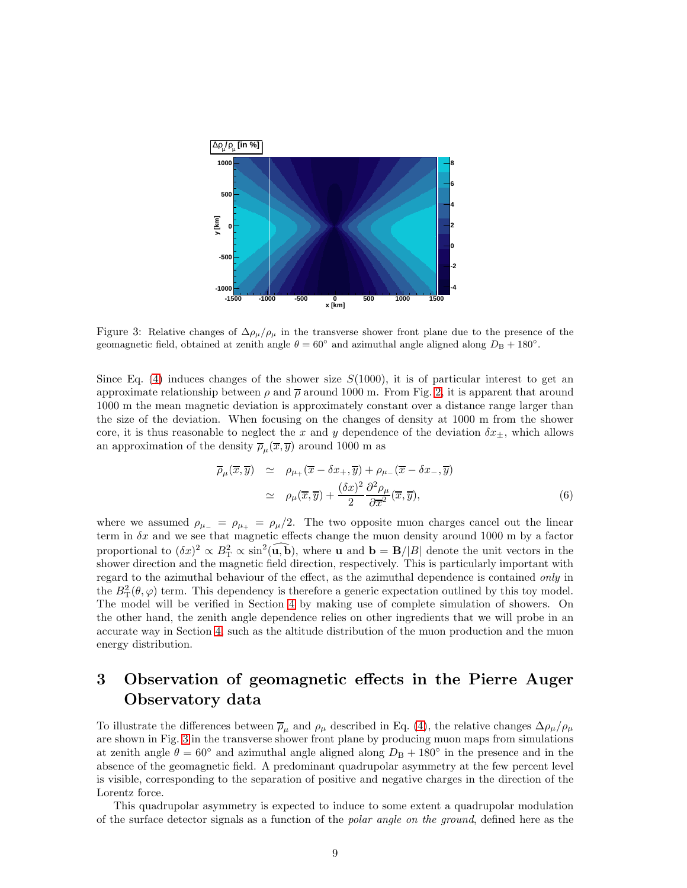Figure 3: Relative changes of $\Delta\rho_\mu/\rho_\mu$ in the transverse shower front plane due to the presence of the geomagnetic field, obtained at zenith angle $\theta = 60^\circ$ and azimuthal angle aligned along $D_\mathrm{B} + 180^\circ$.

Since Eq. (4) induces changes of the shower size $S(1000)$, it is of particular interest to get an approximate relationship between $\rho$ and $\overline{\rho}$ around 1000 m. From Fig. 2, it is apparent that around 1000 m the mean magnetic deviation is approximately constant over a distance range larger than the size of the deviation. When focusing on the changes of density at 1000 m from the shower core, it is thus reasonable to neglect the $x$ and $y$ dependence of the deviation $\delta x_\pm$, which allows an approximation of the density $\overline{\rho}_\mu(\overline{x}, \overline{y})$ around 1000 m as

$$\begin{aligned} \overline{\rho}_\mu(\overline{x}, \overline{y}) &\simeq \rho_{\mu_+}(\overline{x} - \delta x_+, \overline{y}) + \rho_{\mu_-}(\overline{x} - \delta x_-, \overline{y}) \\ &\simeq \rho_\mu(\overline{x}, \overline{y}) + \frac{(\delta x)^2}{2}\frac{\partial^2 \rho_\mu}{\partial \overline{x}^2}(\overline{x}, \overline{y}), \end{aligned} \tag{6}$$

where we assumed $\rho_{\mu_-} = \rho_{\mu_+} = \rho_\mu/2$. The two opposite muon charges cancel out the linear term in $\delta x$ and we see that magnetic effects change the muon density around 1000 m by a factor proportional to $(\delta x)^2 \propto B_\mathrm{T}^2 \propto \sin^2(\widehat{\mathbf{u}, \mathbf{b}})$, where $\mathbf{u}$ and $\mathbf{b} = \mathbf{B}/|B|$ denote the unit vectors in the shower direction and the magnetic field direction, respectively. This is particularly important with regard to the azimuthal behaviour of the effect, as the azimuthal dependence is contained *only* in the $B_\mathrm{T}^2(\theta, \varphi)$ term. This dependency is therefore a generic expectation outlined by this toy model. The model will be verified in Section 4 by making use of complete simulation of showers. On the other hand, the zenith angle dependence relies on other ingredients that we will probe in an accurate way in Section 4, such as the altitude distribution of the muon production and the muon energy distribution.

# 3 Observation of geomagnetic effects in the Pierre Auger Observatory data

To illustrate the differences between $\overline{\rho}_\mu$ and $\rho_\mu$ described in Eq. (4), the relative changes $\Delta\rho_\mu/\rho_\mu$ are shown in Fig. 3 in the transverse shower front plane by producing muon maps from simulations at zenith angle $\theta = 60^\circ$ and azimuthal angle aligned along $D_\mathrm{B} + 180^\circ$ in the presence and in the absence of the geomagnetic field. A predominant quadrupolar asymmetry at the few percent level is visible, corresponding to the separation of positive and negative charges in the direction of the Lorentz force.

This quadrupolar asymmetry is expected to induce to some extent a quadrupolar modulation of the surface detector signals as a function of the *polar angle on the ground*, defined here as the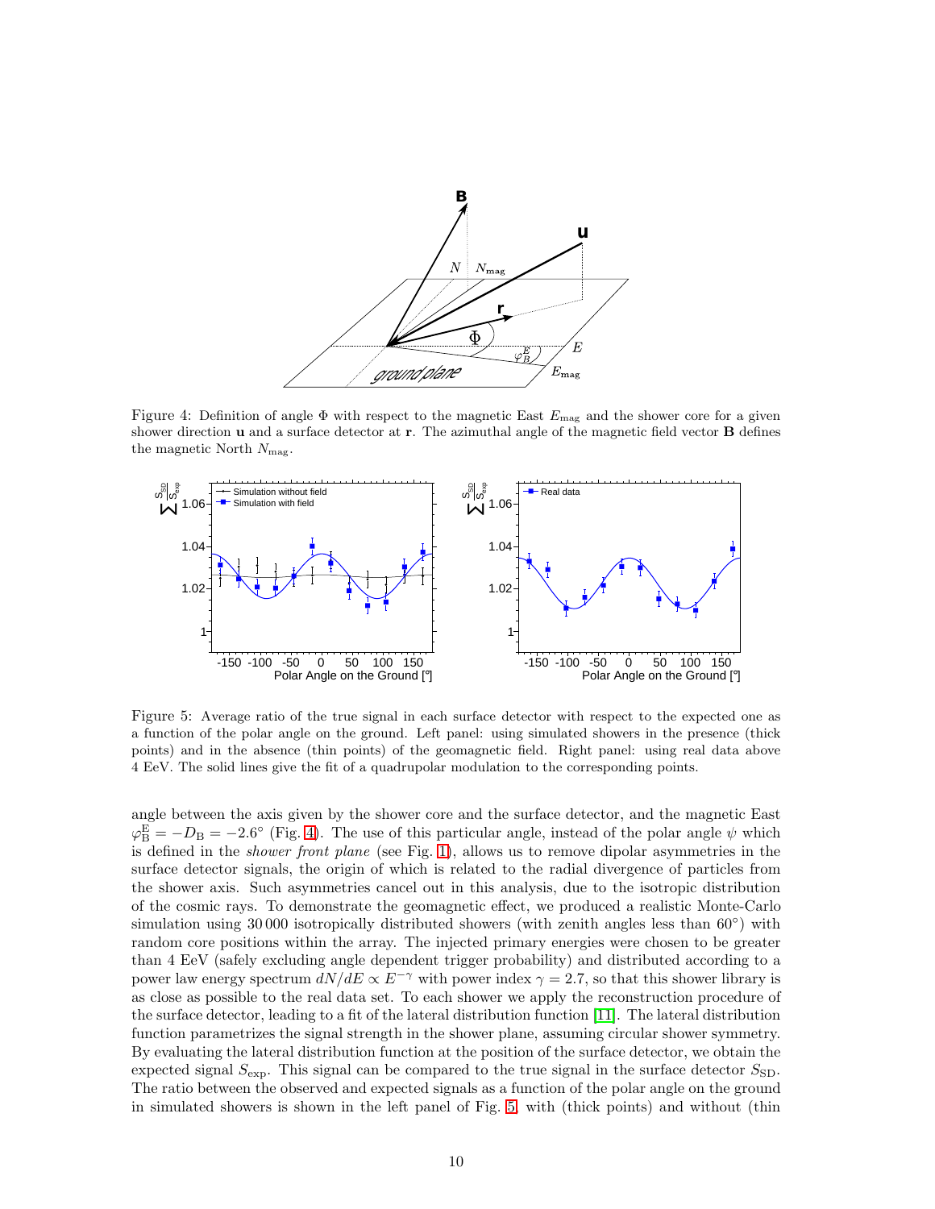Figure 4: Definition of angle $\Phi$ with respect to the magnetic East $E_{\mathrm{mag}}$ and the shower core for a given shower direction $\mathbf{u}$ and a surface detector at $\mathbf{r}$. The azimuthal angle of the magnetic field vector $\mathbf{B}$ defines the magnetic North $N_{\mathrm{mag}}$.

Figure 5: Average ratio of the true signal in each surface detector with respect to the expected one as a function of the polar angle on the ground. Left panel: using simulated showers in the presence (thick points) and in the absence (thin points) of the geomagnetic field. Right panel: using real data above 4 EeV. The solid lines give the fit of a quadrupolar modulation to the corresponding points.

angle between the axis given by the shower core and the surface detector, and the magnetic East $\varphi_{\mathrm{B}}^{\mathrm{E}} = -D_{\mathrm{B}} = -2.6^{\circ}$ (Fig. 4). The use of this particular angle, instead of the polar angle $\psi$ which is defined in the *shower front plane* (see Fig. 1), allows us to remove dipolar asymmetries in the surface detector signals, the origin of which is related to the radial divergence of particles from the shower axis. Such asymmetries cancel out in this analysis, due to the isotropic distribution of the cosmic rays. To demonstrate the geomagnetic effect, we produced a realistic Monte-Carlo simulation using 30 000 isotropically distributed showers (with zenith angles less than $60^{\circ}$) with random core positions within the array. The injected primary energies were chosen to be greater than 4 EeV (safely excluding angle dependent trigger probability) and distributed according to a power law energy spectrum $dN/dE \propto E^{-\gamma}$ with power index $\gamma = 2.7$, so that this shower library is as close as possible to the real data set. To each shower we apply the reconstruction procedure of the surface detector, leading to a fit of the lateral distribution function [11]. The lateral distribution function parametrizes the signal strength in the shower plane, assuming circular shower symmetry. By evaluating the lateral distribution function at the position of the surface detector, we obtain the expected signal $S_{\mathrm{exp}}$. This signal can be compared to the true signal in the surface detector $S_{\mathrm{SD}}$. The ratio between the observed and expected signals as a function of the polar angle on the ground in simulated showers is shown in the left panel of Fig. 5, with (thick points) and without (thin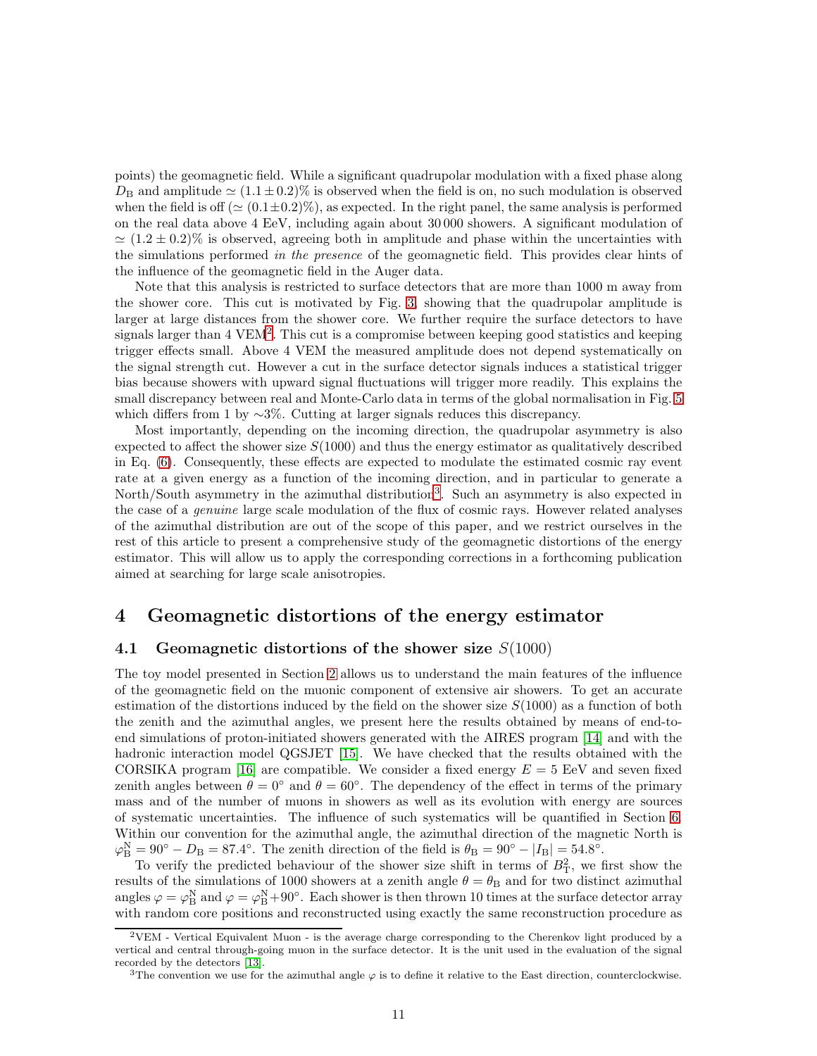points) the geomagnetic field. While a significant quadrupolar modulation with a fixed phase along $D_{\rm B}$ and amplitude $\simeq (1.1 \pm 0.2)\%$ is observed when the field is on, no such modulation is observed when the field is off ($\simeq (0.1 \pm 0.2)\%$), as expected. In the right panel, the same analysis is performed on the real data above 4 EeV, including again about 30 000 showers. A significant modulation of $\simeq (1.2 \pm 0.2)\%$ is observed, agreeing both in amplitude and phase within the uncertainties with the simulations performed *in the presence* of the geomagnetic field. This provides clear hints of the influence of the geomagnetic field in the Auger data.

Note that this analysis is restricted to surface detectors that are more than 1000 m away from the shower core. This cut is motivated by Fig. 3, showing that the quadrupolar amplitude is larger at large distances from the shower core. We further require the surface detectors to have signals larger than 4 VEM[2]. This cut is a compromise between keeping good statistics and keeping trigger effects small. Above 4 VEM the measured amplitude does not depend systematically on the signal strength cut. However a cut in the surface detector signals induces a statistical trigger bias because showers with upward signal fluctuations will trigger more readily. This explains the small discrepancy between real and Monte-Carlo data in terms of the global normalisation in Fig. 5 which differs from 1 by ∼3%. Cutting at larger signals reduces this discrepancy.

Most importantly, depending on the incoming direction, the quadrupolar asymmetry is also expected to affect the shower size $S(1000)$ and thus the energy estimator as qualitatively described in Eq. (6). Consequently, these effects are expected to modulate the estimated cosmic ray event rate at a given energy as a function of the incoming direction, and in particular to generate a North/South asymmetry in the azimuthal distribution[3]. Such an asymmetry is also expected in the case of a *genuine* large scale modulation of the flux of cosmic rays. However related analyses of the azimuthal distribution are out of the scope of this paper, and we restrict ourselves in the rest of this article to present a comprehensive study of the geomagnetic distortions of the energy estimator. This will allow us to apply the corresponding corrections in a forthcoming publication aimed at searching for large scale anisotropies.

## 4 Geomagnetic distortions of the energy estimator

### 4.1 Geomagnetic distortions of the shower size $S(1000)$

The toy model presented in Section 2 allows us to understand the main features of the influence of the geomagnetic field on the muonic component of extensive air showers. To get an accurate estimation of the distortions induced by the field on the shower size $S(1000)$ as a function of both the zenith and the azimuthal angles, we present here the results obtained by means of end-to-end simulations of proton-initiated showers generated with the AIRES program [14] and with the hadronic interaction model QGSJET [15]. We have checked that the results obtained with the CORSIKA program [16] are compatible. We consider a fixed energy $E = 5$ EeV and seven fixed zenith angles between $\theta = 0°$ and $\theta = 60°$. The dependency of the effect in terms of the primary mass and of the number of muons in showers as well as its evolution with energy are sources of systematic uncertainties. The influence of such systematics will be quantified in Section 6. Within our convention for the azimuthal angle, the azimuthal direction of the magnetic North is $\varphi_{\rm B}^{\rm N} = 90° - D_{\rm B} = 87.4°$. The zenith direction of the field is $\theta_{\rm B} = 90° - |I_{\rm B}| = 54.8°$.

To verify the predicted behaviour of the shower size shift in terms of $B_{\rm T}^2$, we first show the results of the simulations of 1000 showers at a zenith angle $\theta = \theta_{\rm B}$ and for two distinct azimuthal angles $\varphi = \varphi_{\rm B}^{\rm N}$ and $\varphi = \varphi_{\rm B}^{\rm N} + 90°$. Each shower is then thrown 10 times at the surface detector array with random core positions and reconstructed using exactly the same reconstruction procedure as

[2] VEM - Vertical Equivalent Muon - is the average charge corresponding to the Cherenkov light produced by a vertical and central through-going muon in the surface detector. It is the unit used in the evaluation of the signal recorded by the detectors [13].

[3] The convention we use for the azimuthal angle $\varphi$ is to define it relative to the East direction, counterclockwise.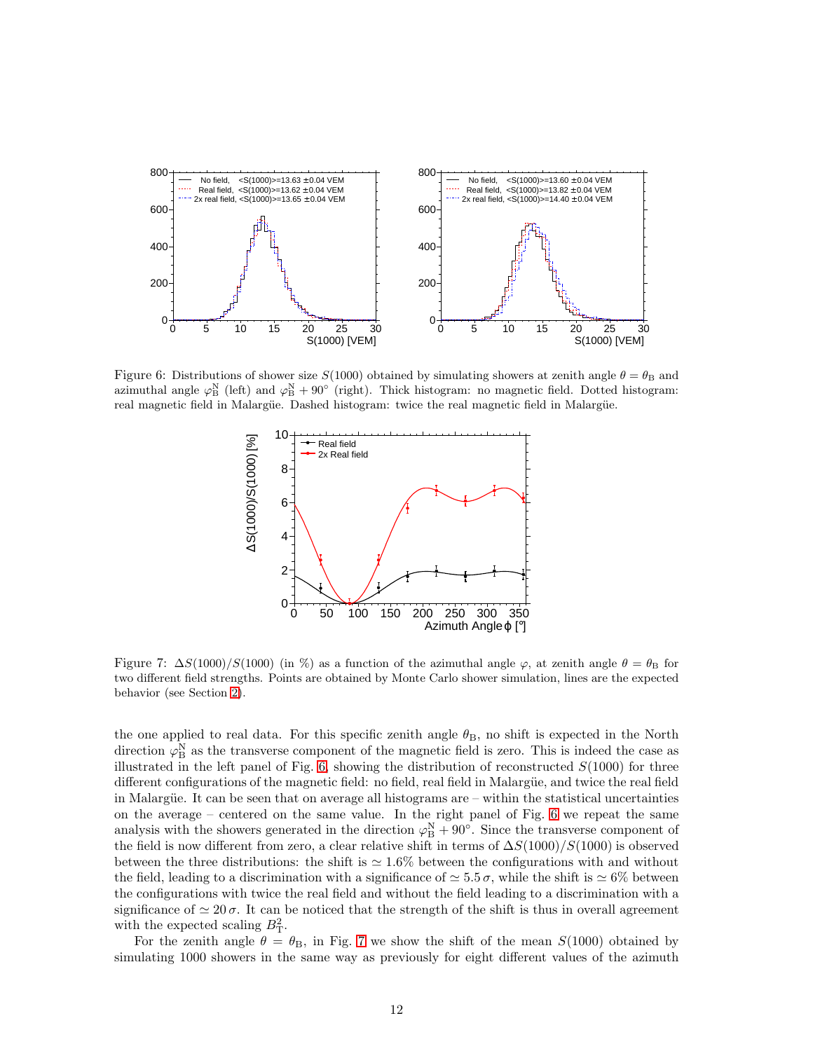Figure 6: Distributions of shower size $S(1000)$ obtained by simulating showers at zenith angle $\theta = \theta_{\rm B}$ and azimuthal angle $\varphi_{\rm B}^{\rm N}$ (left) and $\varphi_{\rm B}^{\rm N} + 90^\circ$ (right). Thick histogram: no magnetic field. Dotted histogram: real magnetic field in Malargüe. Dashed histogram: twice the real magnetic field in Malargüe.

Figure 7: $\Delta S(1000)/S(1000)$ (in %) as a function of the azimuthal angle $\varphi$, at zenith angle $\theta = \theta_{\rm B}$ for two different field strengths. Points are obtained by Monte Carlo shower simulation, lines are the expected behavior (see Section 2).

the one applied to real data. For this specific zenith angle $\theta_{\rm B}$, no shift is expected in the North direction $\varphi_{\rm B}^{\rm N}$ as the transverse component of the magnetic field is zero. This is indeed the case as illustrated in the left panel of Fig. 6, showing the distribution of reconstructed $S(1000)$ for three different configurations of the magnetic field: no field, real field in Malargüe, and twice the real field in Malargüe. It can be seen that on average all histograms are – within the statistical uncertainties on the average – centered on the same value. In the right panel of Fig. 6 we repeat the same analysis with the showers generated in the direction $\varphi_{\rm B}^{\rm N} + 90^\circ$. Since the transverse component of the field is now different from zero, a clear relative shift in terms of $\Delta S(1000)/S(1000)$ is observed between the three distributions: the shift is $\simeq 1.6\%$ between the configurations with and without the field, leading to a discrimination with a significance of $\simeq 5.5\,\sigma$, while the shift is $\simeq 6\%$ between the configurations with twice the real field and without the field leading to a discrimination with a significance of $\simeq 20\,\sigma$. It can be noticed that the strength of the shift is thus in overall agreement with the expected scaling $B_{\rm T}^2$.

For the zenith angle $\theta = \theta_{\rm B}$, in Fig. 7 we show the shift of the mean $S(1000)$ obtained by simulating 1000 showers in the same way as previously for eight different values of the azimuth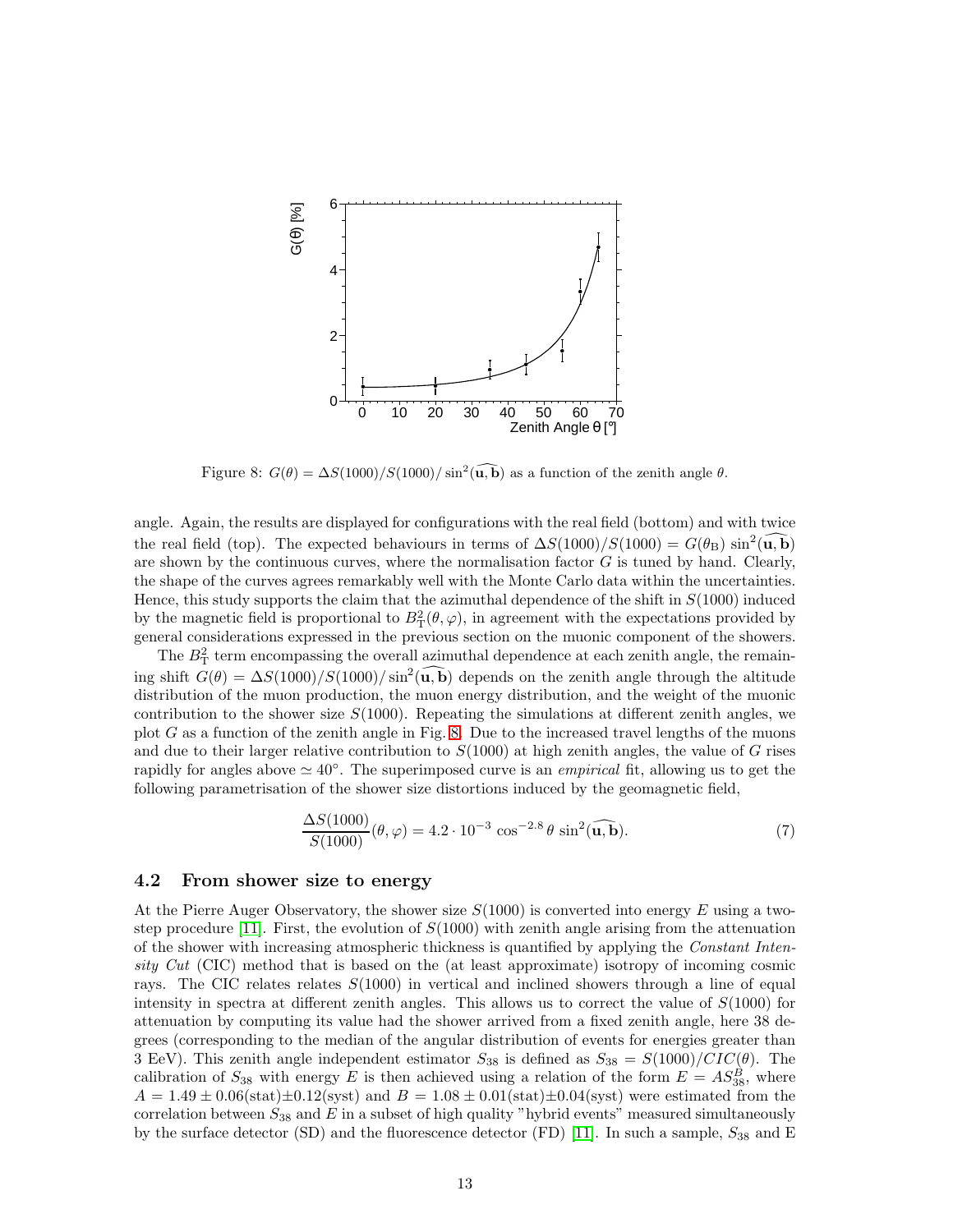Figure 8: $G(\theta) = \Delta S(1000)/S(1000)/\sin^2(\widehat{\mathbf{u},\mathbf{b}})$ as a function of the zenith angle $\theta$.

angle. Again, the results are displayed for configurations with the real field (bottom) and with twice the real field (top). The expected behaviours in terms of $\Delta S(1000)/S(1000) = G(\theta_\mathrm{B}) \sin^2(\widehat{\mathbf{u},\mathbf{b}})$ are shown by the continuous curves, where the normalisation factor $G$ is tuned by hand. Clearly, the shape of the curves agrees remarkably well with the Monte Carlo data within the uncertainties. Hence, this study supports the claim that the azimuthal dependence of the shift in $S(1000)$ induced by the magnetic field is proportional to $B_\mathrm{T}^2(\theta, \varphi)$, in agreement with the expectations provided by general considerations expressed in the previous section on the muonic component of the showers.

The $B_\mathrm{T}^2$ term encompassing the overall azimuthal dependence at each zenith angle, the remaining shift $G(\theta) = \Delta S(1000)/S(1000)/\sin^2(\widehat{\mathbf{u},\mathbf{b}})$ depends on the zenith angle through the altitude distribution of the muon production, the muon energy distribution, and the weight of the muonic contribution to the shower size $S(1000)$. Repeating the simulations at different zenith angles, we plot $G$ as a function of the zenith angle in Fig. 8. Due to the increased travel lengths of the muons and due to their larger relative contribution to $S(1000)$ at high zenith angles, the value of $G$ rises rapidly for angles above $\simeq 40°$. The superimposed curve is an *empirical* fit, allowing us to get the following parametrisation of the shower size distortions induced by the geomagnetic field,

$$\frac{\Delta S(1000)}{S(1000)}(\theta, \varphi) = 4.2 \cdot 10^{-3} \cos^{-2.8}\theta \sin^2(\widehat{\mathbf{u},\mathbf{b}}). \tag{7}$$

## 4.2 From shower size to energy

At the Pierre Auger Observatory, the shower size $S(1000)$ is converted into energy $E$ using a two-step procedure [11]. First, the evolution of $S(1000)$ with zenith angle arising from the attenuation of the shower with increasing atmospheric thickness is quantified by applying the *Constant Intensity Cut* (CIC) method that is based on the (at least approximate) isotropy of incoming cosmic rays. The CIC relates relates $S(1000)$ in vertical and inclined showers through a line of equal intensity in spectra at different zenith angles. This allows us to correct the value of $S(1000)$ for attenuation by computing its value had the shower arrived from a fixed zenith angle, here 38 degrees (corresponding to the median of the angular distribution of events for energies greater than 3 EeV). This zenith angle independent estimator $S_{38}$ is defined as $S_{38} = S(1000)/CIC(\theta)$. The calibration of $S_{38}$ with energy $E$ is then achieved using a relation of the form $E = AS_{38}^B$, where $A = 1.49 \pm 0.06(\mathrm{stat}) \pm 0.12(\mathrm{syst})$ and $B = 1.08 \pm 0.01(\mathrm{stat}) \pm 0.04(\mathrm{syst})$ were estimated from the correlation between $S_{38}$ and $E$ in a subset of high quality "hybrid events" measured simultaneously by the surface detector (SD) and the fluorescence detector (FD) [11]. In such a sample, $S_{38}$ and E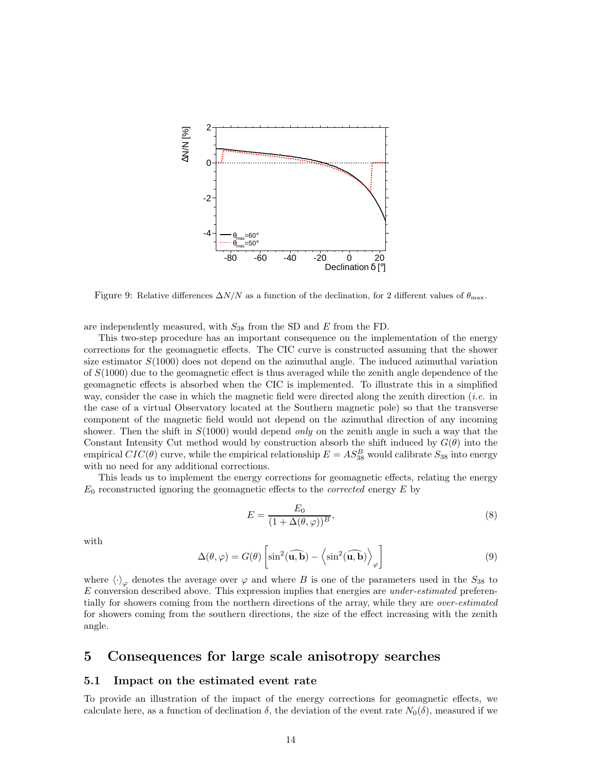Figure 9: Relative differences $\Delta N/N$ as a function of the declination, for 2 different values of $\theta_{\rm max}$.

are independently measured, with $S_{38}$ from the SD and $E$ from the FD.

This two-step procedure has an important consequence on the implementation of the energy corrections for the geomagnetic effects. The CIC curve is constructed assuming that the shower size estimator $S(1000)$ does not depend on the azimuthal angle. The induced azimuthal variation of $S(1000)$ due to the geomagnetic effect is thus averaged while the zenith angle dependence of the geomagnetic effects is absorbed when the CIC is implemented. To illustrate this in a simplified way, consider the case in which the magnetic field were directed along the zenith direction (*i.e.* in the case of a virtual Observatory located at the Southern magnetic pole) so that the transverse component of the magnetic field would not depend on the azimuthal direction of any incoming shower. Then the shift in $S(1000)$ would depend *only* on the zenith angle in such a way that the Constant Intensity Cut method would by construction absorb the shift induced by $G(\theta)$ into the empirical $CIC(\theta)$ curve, while the empirical relationship $E = AS_{38}^B$ would calibrate $S_{38}$ into energy with no need for any additional corrections.

This leads us to implement the energy corrections for geomagnetic effects, relating the energy $E_0$ reconstructed ignoring the geomagnetic effects to the *corrected* energy $E$ by

$$E = \frac{E_0}{(1 + \Delta(\theta, \varphi))^B}, \tag{8}$$

with

$$\Delta(\theta, \varphi) = G(\theta) \left[ \sin^2(\widehat{\mathbf{u}, \mathbf{b}}) - \left\langle \sin^2(\widehat{\mathbf{u}, \mathbf{b}}) \right\rangle_{\varphi} \right] \tag{9}$$

where $\langle \cdot \rangle_\varphi$ denotes the average over $\varphi$ and where $B$ is one of the parameters used in the $S_{38}$ to $E$ conversion described above. This expression implies that energies are *under-estimated* preferentially for showers coming from the northern directions of the array, while they are *over-estimated* for showers coming from the southern directions, the size of the effect increasing with the zenith angle.

# 5 Consequences for large scale anisotropy searches

## 5.1 Impact on the estimated event rate

To provide an illustration of the impact of the energy corrections for geomagnetic effects, we calculate here, as a function of declination $\delta$, the deviation of the event rate $N_0(\delta)$, measured if we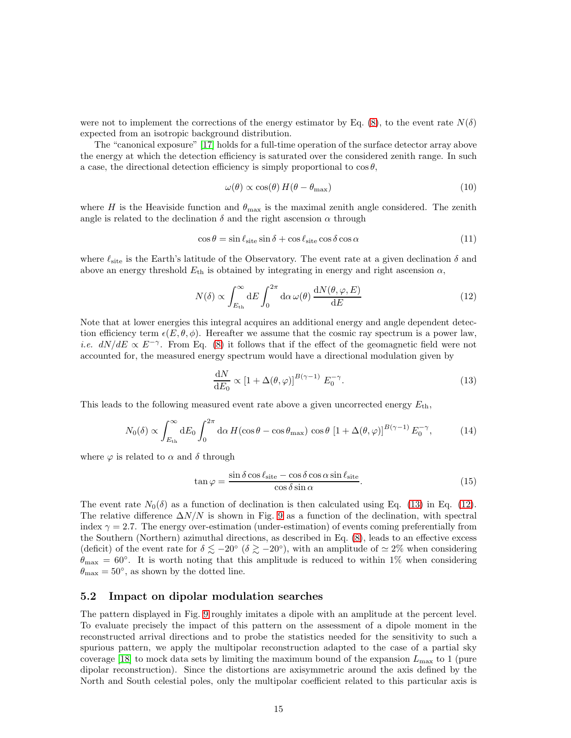were not to implement the corrections of the energy estimator by Eq. (8), to the event rate $N(\delta)$ expected from an isotropic background distribution.

The "canonical exposure" [17] holds for a full-time operation of the surface detector array above the energy at which the detection efficiency is saturated over the considered zenith range. In such a case, the directional detection efficiency is simply proportional to $\cos\theta$,

$$\omega(\theta) \propto \cos(\theta)\, H(\theta - \theta_{\rm max}) \tag{10}$$

where $H$ is the Heaviside function and $\theta_{\rm max}$ is the maximal zenith angle considered. The zenith angle is related to the declination $\delta$ and the right ascension $\alpha$ through

$$\cos\theta = \sin\ell_{\rm site}\sin\delta + \cos\ell_{\rm site}\cos\delta\cos\alpha \tag{11}$$

where $\ell_{\rm site}$ is the Earth's latitude of the Observatory. The event rate at a given declination $\delta$ and above an energy threshold $E_{\rm th}$ is obtained by integrating in energy and right ascension $\alpha$,

$$N(\delta) \propto \int_{E_{\rm th}}^{\infty} {\rm d}E \int_0^{2\pi} {\rm d}\alpha\, \omega(\theta)\, \frac{{\rm d}N(\theta,\varphi,E)}{{\rm d}E} \tag{12}$$

Note that at lower energies this integral acquires an additional energy and angle dependent detection efficiency term $\epsilon(E,\theta,\phi)$. Hereafter we assume that the cosmic ray spectrum is a power law, *i.e.* $dN/dE \propto E^{-\gamma}$. From Eq. (8) it follows that if the effect of the geomagnetic field were not accounted for, the measured energy spectrum would have a directional modulation given by

$$\frac{{\rm d}N}{{\rm d}E_0} \propto \left[1 + \Delta(\theta,\varphi)\right]^{B(\gamma-1)}\, E_0^{-\gamma}. \tag{13}$$

This leads to the following measured event rate above a given uncorrected energy $E_{\rm th}$,

$$N_0(\delta) \propto \int_{E_{\rm th}}^{\infty} {\rm d}E_0 \int_0^{2\pi} {\rm d}\alpha\, H(\cos\theta - \cos\theta_{\rm max})\, \cos\theta\, \left[1 + \Delta(\theta,\varphi)\right]^{B(\gamma-1)} E_0^{-\gamma}, \tag{14}$$

where $\varphi$ is related to $\alpha$ and $\delta$ through

$$\tan\varphi = \frac{\sin\delta\cos\ell_{\rm site} - \cos\delta\cos\alpha\sin\ell_{\rm site}}{\cos\delta\sin\alpha}. \tag{15}$$

The event rate $N_0(\delta)$ as a function of declination is then calculated using Eq. (13) in Eq. (12). The relative difference $\Delta N/N$ is shown in Fig. 9 as a function of the declination, with spectral index $\gamma = 2.7$. The energy over-estimation (under-estimation) of events coming preferentially from the Southern (Northern) azimuthal directions, as described in Eq. (8), leads to an effective excess (deficit) of the event rate for $\delta \lesssim -20^\circ$ ($\delta \gtrsim -20^\circ$), with an amplitude of $\simeq 2\%$ when considering $\theta_{\rm max} = 60^\circ$. It is worth noting that this amplitude is reduced to within 1% when considering $\theta_{\rm max} = 50^\circ$, as shown by the dotted line.

### 5.2 Impact on dipolar modulation searches

The pattern displayed in Fig. 9 roughly imitates a dipole with an amplitude at the percent level. To evaluate precisely the impact of this pattern on the assessment of a dipole moment in the reconstructed arrival directions and to probe the statistics needed for the sensitivity to such a spurious pattern, we apply the multipolar reconstruction adapted to the case of a partial sky coverage [18] to mock data sets by limiting the maximum bound of the expansion $L_{\rm max}$ to 1 (pure dipolar reconstruction). Since the distortions are axisymmetric around the axis defined by the North and South celestial poles, only the multipolar coefficient related to this particular axis is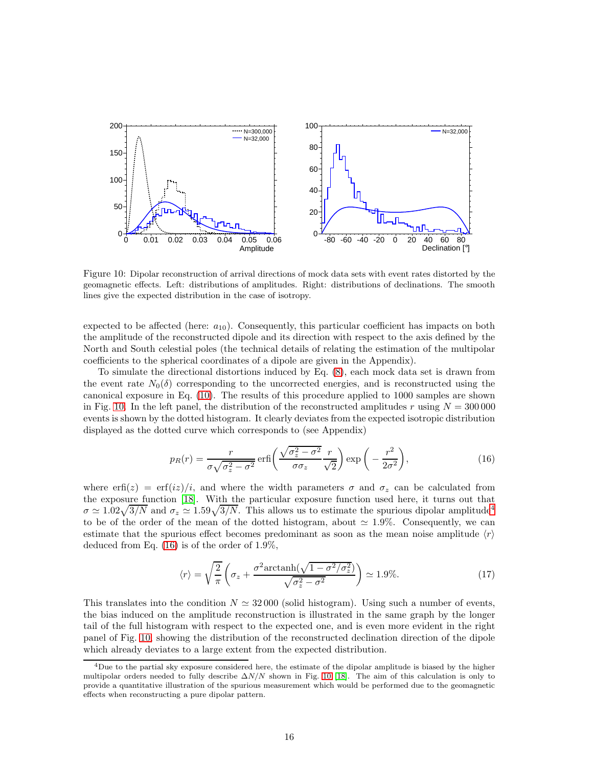Figure 10: Dipolar reconstruction of arrival directions of mock data sets with event rates distorted by the geomagnetic effects. Left: distributions of amplitudes. Right: distributions of declinations. The smooth lines give the expected distribution in the case of isotropy.

expected to be affected (here: $a_{10}$). Consequently, this particular coefficient has impacts on both the amplitude of the reconstructed dipole and its direction with respect to the axis defined by the North and South celestial poles (the technical details of relating the estimation of the multipolar coefficients to the spherical coordinates of a dipole are given in the Appendix).

To simulate the directional distortions induced by Eq. (8), each mock data set is drawn from the event rate $N_0(\delta)$ corresponding to the uncorrected energies, and is reconstructed using the canonical exposure in Eq. (10). The results of this procedure applied to 1000 samples are shown in Fig. 10. In the left panel, the distribution of the reconstructed amplitudes $r$ using $N = 300\,000$ events is shown by the dotted histogram. It clearly deviates from the expected isotropic distribution displayed as the dotted curve which corresponds to (see Appendix)

$$p_R(r) = \frac{r}{\sigma\sqrt{\sigma_z^2 - \sigma^2}} \,\mathrm{erfi}\left(\frac{\sqrt{\sigma_z^2 - \sigma^2}}{\sigma\sigma_z}\frac{r}{\sqrt{2}}\right) \exp\left(-\frac{r^2}{2\sigma^2}\right), \tag{16}$$

where $\mathrm{erfi}(z) = \mathrm{erf}(iz)/i$, and where the width parameters $\sigma$ and $\sigma_z$ can be calculated from the exposure function [18]. With the particular exposure function used here, it turns out that $\sigma \simeq 1.02\sqrt{3/N}$ and $\sigma_z \simeq 1.59\sqrt{3/N}$. This allows us to estimate the spurious dipolar amplitude[4] to be of the order of the mean of the dotted histogram, about $\simeq 1.9\%$. Consequently, we can estimate that the spurious effect becomes predominant as soon as the mean noise amplitude $\langle r\rangle$ deduced from Eq. (16) is of the order of 1.9%,

$$\langle r\rangle = \sqrt{\frac{2}{\pi}}\left(\sigma_z + \frac{\sigma^2 \mathrm{arctanh}(\sqrt{1-\sigma^2/\sigma_z^2})}{\sqrt{\sigma_z^2 - \sigma^2}}\right) \simeq 1.9\%. \tag{17}$$

This translates into the condition $N \simeq 32\,000$ (solid histogram). Using such a number of events, the bias induced on the amplitude reconstruction is illustrated in the same graph by the longer tail of the full histogram with respect to the expected one, and is even more evident in the right panel of Fig. 10, showing the distribution of the reconstructed declination direction of the dipole which already deviates to a large extent from the expected distribution.

[4] Due to the partial sky exposure considered here, the estimate of the dipolar amplitude is biased by the higher multipolar orders needed to fully describe $\Delta N/N$ shown in Fig. 10 [18]. The aim of this calculation is only to provide a quantitative illustration of the spurious measurement which would be performed due to the geomagnetic effects when reconstructing a pure dipolar pattern.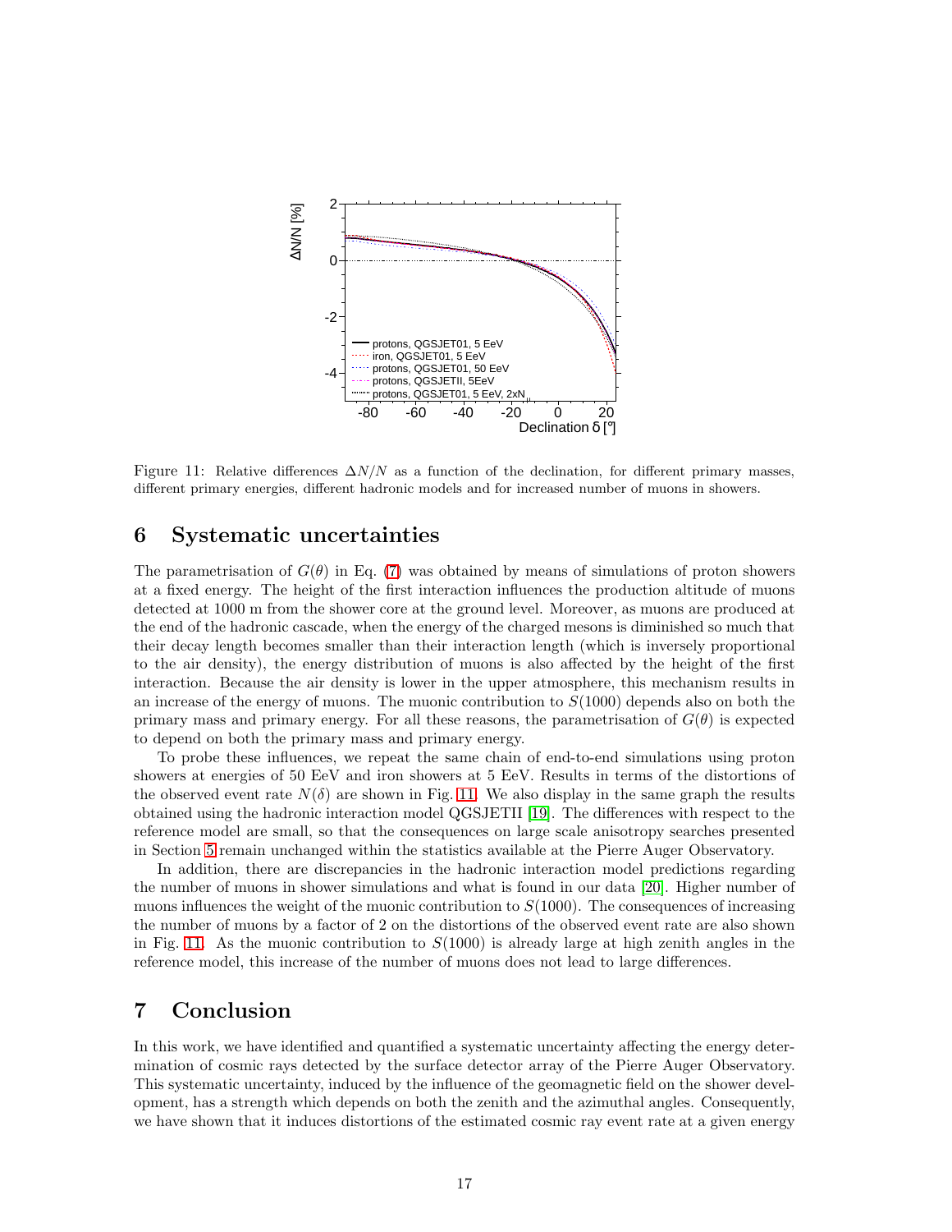Figure 11: Relative differences $\Delta N/N$ as a function of the declination, for different primary masses, different primary energies, different hadronic models and for increased number of muons in showers.

## 6 Systematic uncertainties

The parametrisation of $G(\theta)$ in Eq. (7) was obtained by means of simulations of proton showers at a fixed energy. The height of the first interaction influences the production altitude of muons detected at 1000 m from the shower core at the ground level. Moreover, as muons are produced at the end of the hadronic cascade, when the energy of the charged mesons is diminished so much that their decay length becomes smaller than their interaction length (which is inversely proportional to the air density), the energy distribution of muons is also affected by the height of the first interaction. Because the air density is lower in the upper atmosphere, this mechanism results in an increase of the energy of muons. The muonic contribution to $S(1000)$ depends also on both the primary mass and primary energy. For all these reasons, the parametrisation of $G(\theta)$ is expected to depend on both the primary mass and primary energy.

To probe these influences, we repeat the same chain of end-to-end simulations using proton showers at energies of 50 EeV and iron showers at 5 EeV. Results in terms of the distortions of the observed event rate $N(\delta)$ are shown in Fig. 11. We also display in the same graph the results obtained using the hadronic interaction model QGSJETII [19]. The differences with respect to the reference model are small, so that the consequences on large scale anisotropy searches presented in Section 5 remain unchanged within the statistics available at the Pierre Auger Observatory.

In addition, there are discrepancies in the hadronic interaction model predictions regarding the number of muons in shower simulations and what is found in our data [20]. Higher number of muons influences the weight of the muonic contribution to $S(1000)$. The consequences of increasing the number of muons by a factor of 2 on the distortions of the observed event rate are also shown in Fig. 11. As the muonic contribution to $S(1000)$ is already large at high zenith angles in the reference model, this increase of the number of muons does not lead to large differences.

## 7 Conclusion

In this work, we have identified and quantified a systematic uncertainty affecting the energy determination of cosmic rays detected by the surface detector array of the Pierre Auger Observatory. This systematic uncertainty, induced by the influence of the geomagnetic field on the shower development, has a strength which depends on both the zenith and the azimuthal angles. Consequently, we have shown that it induces distortions of the estimated cosmic ray event rate at a given energy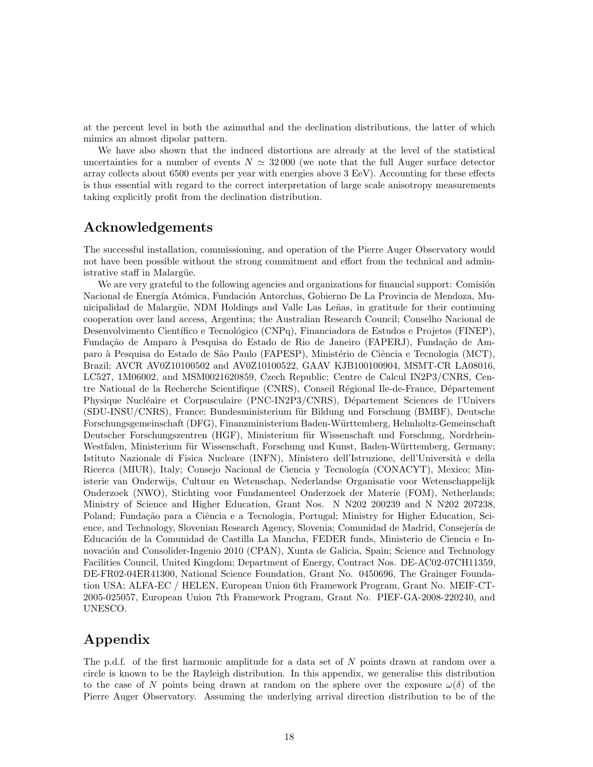at the percent level in both the azimuthal and the declination distributions, the latter of which mimics an almost dipolar pattern.

We have also shown that the induced distortions are already at the level of the statistical uncertainties for a number of events $N \simeq 32\,000$ (we note that the full Auger surface detector array collects about 6500 events per year with energies above 3 EeV). Accounting for these effects is thus essential with regard to the correct interpretation of large scale anisotropy measurements taking explicitly profit from the declination distribution.

## Acknowledgements

The successful installation, commissioning, and operation of the Pierre Auger Observatory would not have been possible without the strong commitment and effort from the technical and administrative staff in Malargüe.

We are very grateful to the following agencies and organizations for financial support: Comisión Nacional de Energía Atómica, Fundación Antorchas, Gobierno De La Provincia de Mendoza, Municipalidad de Malargüe, NDM Holdings and Valle Las Leñas, in gratitude for their continuing cooperation over land access, Argentina; the Australian Research Council; Conselho Nacional de Desenvolvimento Científico e Tecnológico (CNPq), Financiadora de Estudos e Projetos (FINEP), Fundação de Amparo à Pesquisa do Estado de Rio de Janeiro (FAPERJ), Fundação de Amparo à Pesquisa do Estado de São Paulo (FAPESP), Ministério de Ciência e Tecnologia (MCT), Brazil; AVCR AV0Z10100502 and AV0Z10100522, GAAV KJB100100904, MSMT-CR LA08016, LC527, 1M06002, and MSM0021620859, Czech Republic; Centre de Calcul IN2P3/CNRS, Centre National de la Recherche Scientifique (CNRS), Conseil Régional Ile-de-France, Département Physique Nucléaire et Corpusculaire (PNC-IN2P3/CNRS), Département Sciences de l'Univers (SDU-INSU/CNRS), France; Bundesministerium für Bildung und Forschung (BMBF), Deutsche Forschungsgemeinschaft (DFG), Finanzministerium Baden-Württemberg, Helmholtz-Gemeinschaft Deutscher Forschungszentren (HGF), Ministerium für Wissenschaft und Forschung, Nordrhein-Westfalen, Ministerium für Wissenschaft, Forschung und Kunst, Baden-Württemberg, Germany; Istituto Nazionale di Fisica Nucleare (INFN), Ministero dell'Istruzione, dell'Università e della Ricerca (MIUR), Italy; Consejo Nacional de Ciencia y Tecnología (CONACYT), Mexico; Ministerie van Onderwijs, Cultuur en Wetenschap, Nederlandse Organisatie voor Wetenschappelijk Onderzoek (NWO), Stichting voor Fundamenteel Onderzoek der Materie (FOM), Netherlands; Ministry of Science and Higher Education, Grant Nos. N N202 200239 and N N202 207238, Poland; Fundação para a Ciência e a Tecnologia, Portugal; Ministry for Higher Education, Science, and Technology, Slovenian Research Agency, Slovenia; Comunidad de Madrid, Consejería de Educación de la Comunidad de Castilla La Mancha, FEDER funds, Ministerio de Ciencia e Innovación and Consolider-Ingenio 2010 (CPAN), Xunta de Galicia, Spain; Science and Technology Facilities Council, United Kingdom; Department of Energy, Contract Nos. DE-AC02-07CH11359, DE-FR02-04ER41300, National Science Foundation, Grant No. 0450696, The Grainger Foundation USA; ALFA-EC / HELEN, European Union 6th Framework Program, Grant No. MEIF-CT-2005-025057, European Union 7th Framework Program, Grant No. PIEF-GA-2008-220240, and UNESCO.

## Appendix

The p.d.f. of the first harmonic amplitude for a data set of $N$ points drawn at random over a circle is known to be the Rayleigh distribution. In this appendix, we generalise this distribution to the case of $N$ points being drawn at random on the sphere over the exposure $\omega(\delta)$ of the Pierre Auger Observatory. Assuming the underlying arrival direction distribution to be of the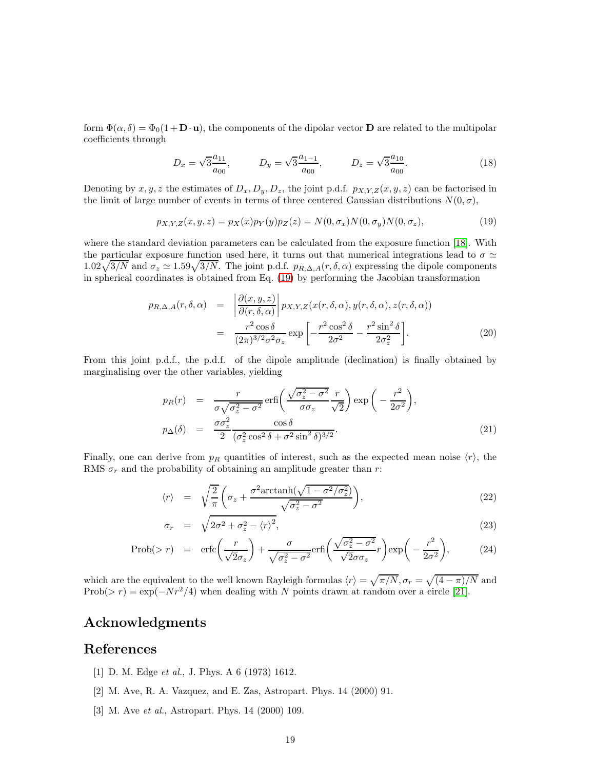form $\Phi(\alpha,\delta) = \Phi_0(1+\mathbf{D}\cdot\mathbf{u})$, the components of the dipolar vector $\mathbf{D}$ are related to the multipolar coefficients through

$$D_x = \sqrt{3}\frac{a_{11}}{a_{00}}, \qquad D_y = \sqrt{3}\frac{a_{1-1}}{a_{00}}, \qquad D_z = \sqrt{3}\frac{a_{10}}{a_{00}}. \tag{18}$$

Denoting by $x, y, z$ the estimates of $D_x, D_y, D_z$, the joint p.d.f. $p_{X,Y,Z}(x,y,z)$ can be factorised in the limit of large number of events in terms of three centered Gaussian distributions $N(0,\sigma)$,

$$p_{X,Y,Z}(x,y,z) = p_X(x)p_Y(y)p_Z(z) = N(0,\sigma_x)N(0,\sigma_y)N(0,\sigma_z), \tag{19}$$

where the standard deviation parameters can be calculated from the exposure function [18]. With the particular exposure function used here, it turns out that numerical integrations lead to $\sigma \simeq 1.02\sqrt{3/N}$ and $\sigma_z \simeq 1.59\sqrt{3/N}$. The joint p.d.f. $p_{R,\Delta,A}(r,\delta,\alpha)$ expressing the dipole components in spherical coordinates is obtained from Eq. (19) by performing the Jacobian transformation

$$\begin{aligned}
p_{R,\Delta,A}(r,\delta,\alpha) &= \left|\frac{\partial(x,y,z)}{\partial(r,\delta,\alpha)}\right| p_{X,Y,Z}(x(r,\delta,\alpha),y(r,\delta,\alpha),z(r,\delta,\alpha)) \\
&= \frac{r^2\cos\delta}{(2\pi)^{3/2}\sigma^2\sigma_z}\exp\left[-\frac{r^2\cos^2\delta}{2\sigma^2}-\frac{r^2\sin^2\delta}{2\sigma_z^2}\right].
\end{aligned} \tag{20}$$

From this joint p.d.f., the p.d.f. of the dipole amplitude (declination) is finally obtained by marginalising over the other variables, yielding

$$\begin{aligned}
p_R(r) &= \frac{r}{\sigma\sqrt{\sigma_z^2-\sigma^2}}\,\mathrm{erfi}\left(\frac{\sqrt{\sigma_z^2-\sigma^2}}{\sigma\sigma_z}\frac{r}{\sqrt{2}}\right)\exp\left(-\frac{r^2}{2\sigma^2}\right), \\
p_\Delta(\delta) &= \frac{\sigma\sigma_z^2}{2}\frac{\cos\delta}{(\sigma_z^2\cos^2\delta+\sigma^2\sin^2\delta)^{3/2}}.
\end{aligned} \tag{21}$$

Finally, one can derive from $p_R$ quantities of interest, such as the expected mean noise $\langle r\rangle$, the RMS $\sigma_r$ and the probability of obtaining an amplitude greater than $r$:

$$\langle r\rangle = \sqrt{\frac{2}{\pi}}\left(\sigma_z+\frac{\sigma^2\mathrm{arctanh}(\sqrt{1-\sigma^2/\sigma_z^2})}{\sqrt{\sigma_z^2-\sigma^2}}\right), \tag{22}$$

$$\sigma_r = \sqrt{2\sigma^2+\sigma_z^2-\langle r\rangle^2}, \tag{23}$$

$$\mathrm{Prob}(>r) = \mathrm{erfc}\left(\frac{r}{\sqrt{2}\sigma_z}\right)+\frac{\sigma}{\sqrt{\sigma_z^2-\sigma^2}}\mathrm{erfi}\left(\frac{\sqrt{\sigma_z^2-\sigma^2}}{\sqrt{2}\sigma\sigma_z}r\right)\exp\left(-\frac{r^2}{2\sigma^2}\right), \tag{24}$$

which are the equivalent to the well known Rayleigh formulas $\langle r\rangle = \sqrt{\pi/N}, \sigma_r = \sqrt{(4-\pi)/N}$ and $\mathrm{Prob}(>r) = \exp(-Nr^2/4)$ when dealing with $N$ points drawn at random over a circle [21].

## Acknowledgments

## References

[1] D. M. Edge *et al.*, J. Phys. A 6 (1973) 1612.

[2] M. Ave, R. A. Vazquez, and E. Zas, Astropart. Phys. 14 (2000) 91.

[3] M. Ave *et al.*, Astropart. Phys. 14 (2000) 109.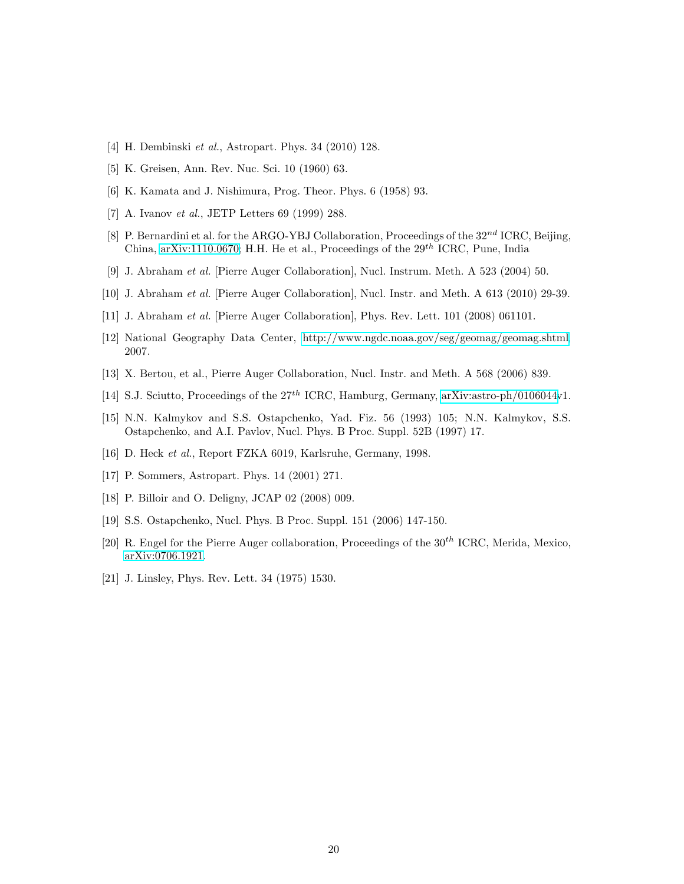[4] H. Dembinski *et al.*, Astropart. Phys. 34 (2010) 128.

[5] K. Greisen, Ann. Rev. Nuc. Sci. 10 (1960) 63.

[6] K. Kamata and J. Nishimura, Prog. Theor. Phys. 6 (1958) 93.

[7] A. Ivanov *et al.*, JETP Letters 69 (1999) 288.

[8] P. Bernardini et al. for the ARGO-YBJ Collaboration, Proceedings of the $32^{nd}$ ICRC, Beijing, China, arXiv:1110.0670; H.H. He et al., Proceedings of the $29^{th}$ ICRC, Pune, India

[9] J. Abraham *et al.* [Pierre Auger Collaboration], Nucl. Instrum. Meth. A 523 (2004) 50.

[10] J. Abraham *et al.* [Pierre Auger Collaboration], Nucl. Instr. and Meth. A 613 (2010) 29-39.

[11] J. Abraham *et al.* [Pierre Auger Collaboration], Phys. Rev. Lett. 101 (2008) 061101.

[12] National Geography Data Center, http://www.ngdc.noaa.gov/seg/geomag/geomag.shtml, 2007.

[13] X. Bertou, et al., Pierre Auger Collaboration, Nucl. Instr. and Meth. A 568 (2006) 839.

[14] S.J. Sciutto, Proceedings of the $27^{th}$ ICRC, Hamburg, Germany, arXiv:astro-ph/0106044v1.

[15] N.N. Kalmykov and S.S. Ostapchenko, Yad. Fiz. 56 (1993) 105; N.N. Kalmykov, S.S. Ostapchenko, and A.I. Pavlov, Nucl. Phys. B Proc. Suppl. 52B (1997) 17.

[16] D. Heck *et al.*, Report FZKA 6019, Karlsruhe, Germany, 1998.

[17] P. Sommers, Astropart. Phys. 14 (2001) 271.

[18] P. Billoir and O. Deligny, JCAP 02 (2008) 009.

[19] S.S. Ostapchenko, Nucl. Phys. B Proc. Suppl. 151 (2006) 147-150.

[20] R. Engel for the Pierre Auger collaboration, Proceedings of the $30^{th}$ ICRC, Merida, Mexico, arXiv:0706.1921.

[21] J. Linsley, Phys. Rev. Lett. 34 (1975) 1530.